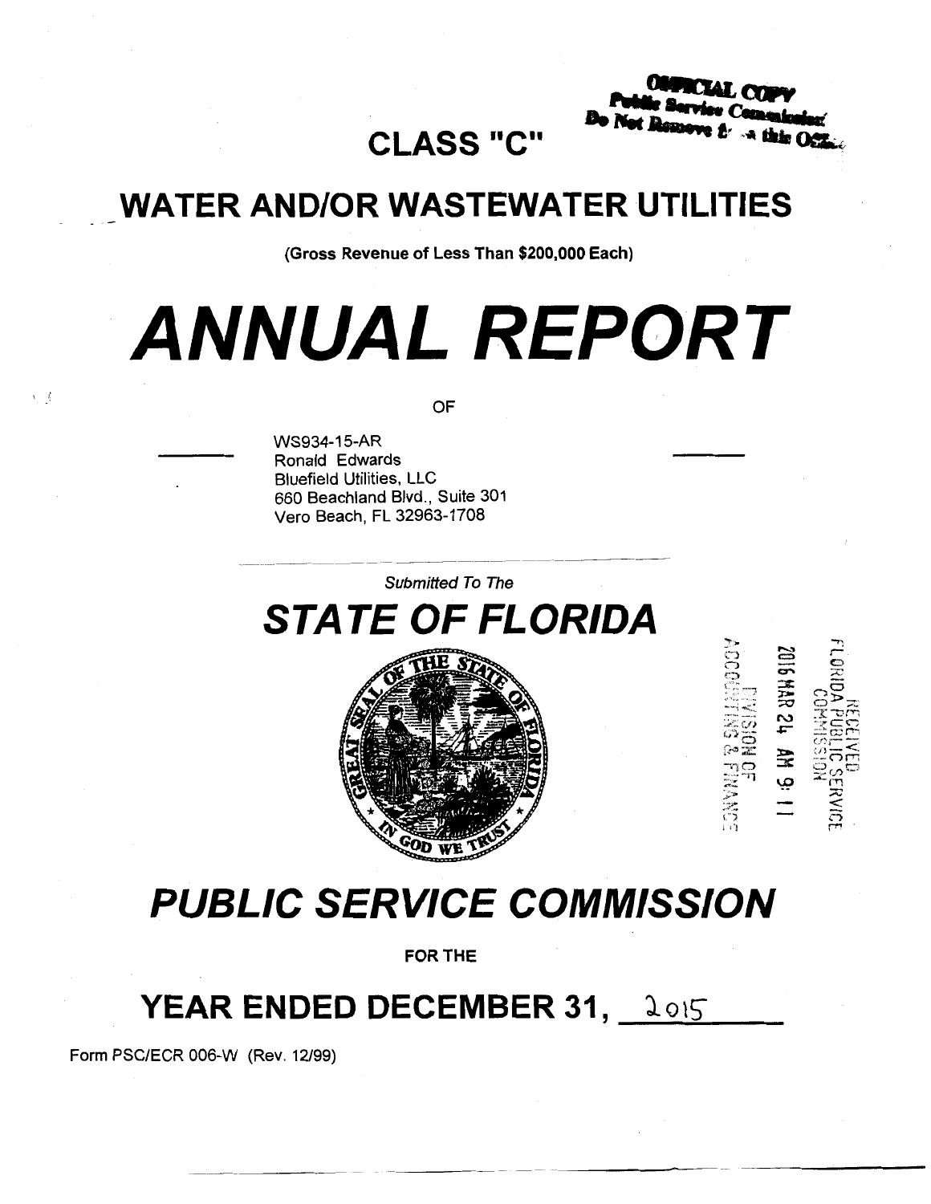OFFICIAL COPY
Public Service Commission
Do Not Remove from this Office

# CLASS "C"

# WATER AND/OR WASTEWATER UTILITIES

(Gross Revenue of Less Than $200,000 Each)

# *ANNUAL REPORT*

OF

WS934-15-AR
Ronald Edwards
Bluefield Utilities, LLC
660 Beachland Blvd., Suite 301
Vero Beach, FL 32963-1708

*Submitted To The*

# *STATE OF FLORIDA*

RECEIVED FLORIDA PUBLIC SERVICE COMMISSION
2016 MAR 24 AM 9: 11
DIVISION OF ACCOUNTING & FINANCE

# *PUBLIC SERVICE COMMISSION*

FOR THE

## YEAR ENDED DECEMBER 31, 2015

Form PSC/ECR 006-W (Rev. 12/99)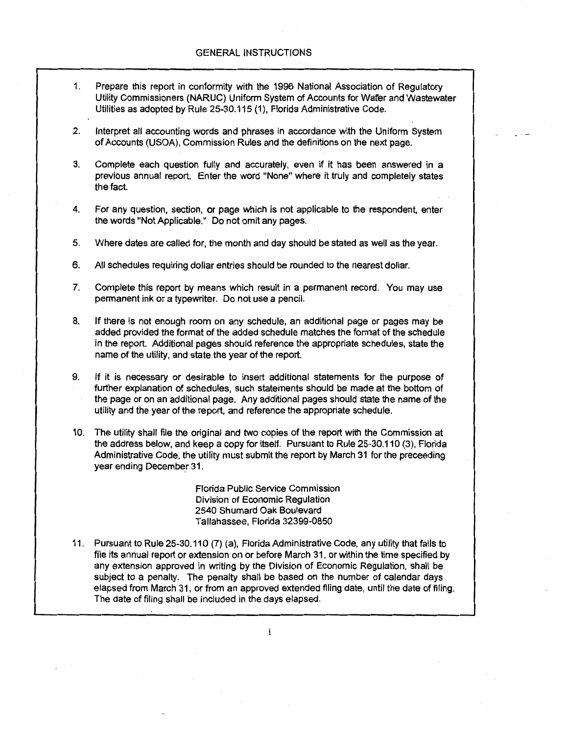# GENERAL INSTRUCTIONS

1. Prepare this report in conformity with the 1996 National Association of Regulatory Utility Commissioners (NARUC) Uniform System of Accounts for Water and Wastewater Utilities as adopted by Rule 25-30.115 (1), Florida Administrative Code.

2. Interpret all accounting words and phrases in accordance with the Uniform System of Accounts (USOA), Commission Rules and the definitions on the next page.

3. Complete each question fully and accurately, even if it has been answered in a previous annual report. Enter the word "None" where it truly and completely states the fact.

4. For any question, section, or page which is not applicable to the respondent, enter the words "Not Applicable." Do not omit any pages.

5. Where dates are called for, the month and day should be stated as well as the year.

6. All schedules requiring dollar entries should be rounded to the nearest dollar.

7. Complete this report by means which result in a permanent record. You may use permanent ink or a typewriter. Do not use a pencil.

8. If there is not enough room on any schedule, an additional page or pages may be added provided the format of the added schedule matches the format of the schedule in the report. Additional pages should reference the appropriate schedules, state the name of the utility, and state the year of the report.

9. If it is necessary or desirable to insert additional statements for the purpose of further explanation of schedules, such statements should be made at the bottom of the page or on an additional page. Any additional pages should state the name of the utility and the year of the report, and reference the appropriate schedule.

10. The utility shall file the original and two copies of the report with the Commission at the address below, and keep a copy for itself. Pursuant to Rule 25-30.110 (3), Florida Administrative Code, the utility must submit the report by March 31 for the preceeding year ending December 31.

    Florida Public Service Commission
    Division of Economic Regulation
    2540 Shumard Oak Boulevard
    Tallahassee, Florida 32399-0850

11. Pursuant to Rule 25-30.110 (7) (a), Florida Administrative Code, any utility that fails to file its annual report or extension on or before March 31, or within the time specified by any extension approved in writing by the Division of Economic Regulation, shall be subject to a penalty. The penalty shall be based on the number of calendar days elapsed from March 31, or from an approved extended filing date, until the date of filing. The date of filing shall be included in the days elapsed.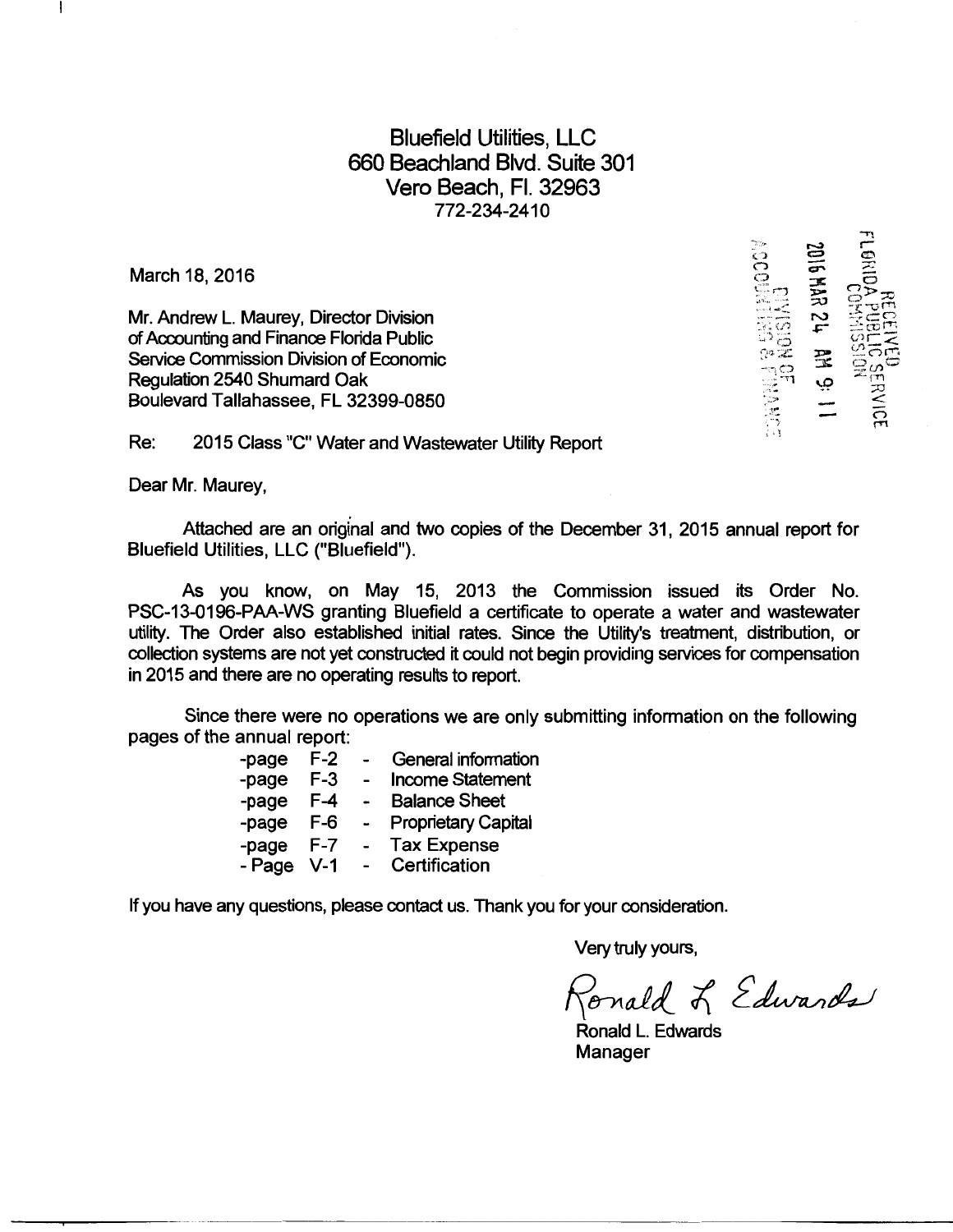# Bluefield Utilities, LLC
660 Beachland Blvd. Suite 301
Vero Beach, Fl. 32963
772-234-2410

RECEIVED
FLORIDA PUBLIC SERVICE COMMISSION
2016 MAR 24 AM 9: 11
DIVISION OF ACCOUNTING & FINANCE

March 18, 2016

Mr. Andrew L. Maurey, Director Division of Accounting and Finance Florida Public Service Commission Division of Economic Regulation 2540 Shumard Oak Boulevard Tallahassee, FL 32399-0850

Re: 2015 Class "C" Water and Wastewater Utility Report

Dear Mr. Maurey,

Attached are an original and two copies of the December 31, 2015 annual report for Bluefield Utilities, LLC ("Bluefield").

As you know, on May 15, 2013 the Commission issued its Order No. PSC-13-0196-PAA-WS granting Bluefield a certificate to operate a water and wastewater utility. The Order also established initial rates. Since the Utility's treatment, distribution, or collection systems are not yet constructed it could not begin providing services for compensation in 2015 and there are no operating results to report.

Since there were no operations we are only submitting information on the following pages of the annual report:

- -page F-2 - General information
- -page F-3 - Income Statement
- -page F-4 - Balance Sheet
- -page F-6 - Proprietary Capital
- -page F-7 - Tax Expense
- -Page V-1 - Certification

If you have any questions, please contact us. Thank you for your consideration.

Very truly yours,

Ronald L. Edwards

Ronald L. Edwards
Manager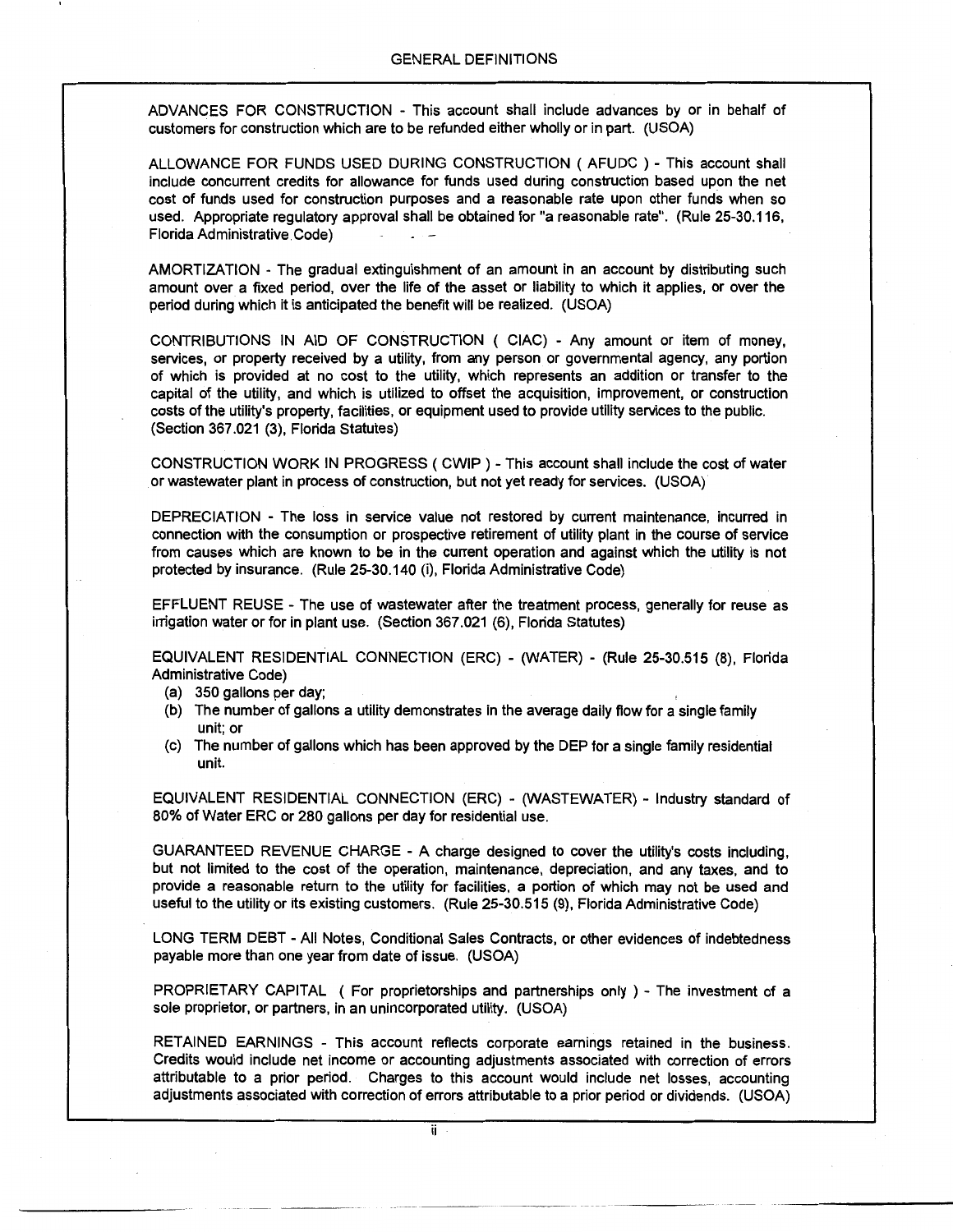## GENERAL DEFINITIONS

ADVANCES FOR CONSTRUCTION - This account shall include advances by or in behalf of customers for construction which are to be refunded either wholly or in part. (USOA)

ALLOWANCE FOR FUNDS USED DURING CONSTRUCTION ( AFUDC ) - This account shall include concurrent credits for allowance for funds used during construction based upon the net cost of funds used for construction purposes and a reasonable rate upon other funds when so used. Appropriate regulatory approval shall be obtained for "a reasonable rate". (Rule 25-30.116, Florida Administrative Code)

AMORTIZATION - The gradual extinguishment of an amount in an account by distributing such amount over a fixed period, over the life of the asset or liability to which it applies, or over the period during which it is anticipated the benefit will be realized. (USOA)

CONTRIBUTIONS IN AID OF CONSTRUCTION ( CIAC) - Any amount or item of money, services, or property received by a utility, from any person or governmental agency, any portion of which is provided at no cost to the utility, which represents an addition or transfer to the capital of the utility, and which is utilized to offset the acquisition, improvement, or construction costs of the utility's property, facilities, or equipment used to provide utility services to the public. (Section 367.021 (3), Florida Statutes)

CONSTRUCTION WORK IN PROGRESS ( CWIP ) - This account shall include the cost of water or wastewater plant in process of construction, but not yet ready for services. (USOA)

DEPRECIATION - The loss in service value not restored by current maintenance, incurred in connection with the consumption or prospective retirement of utility plant in the course of service from causes which are known to be in the current operation and against which the utility is not protected by insurance. (Rule 25-30.140 (i), Florida Administrative Code)

EFFLUENT REUSE - The use of wastewater after the treatment process, generally for reuse as irrigation water or for in plant use. (Section 367.021 (6), Florida Statutes)

EQUIVALENT RESIDENTIAL CONNECTION (ERC) - (WATER) - (Rule 25-30.515 (8), Florida Administrative Code)

(a) 350 gallons per day;
(b) The number of gallons a utility demonstrates in the average daily flow for a single family unit; or
(c) The number of gallons which has been approved by the DEP for a single family residential unit.

EQUIVALENT RESIDENTIAL CONNECTION (ERC) - (WASTEWATER) - Industry standard of 80% of Water ERC or 280 gallons per day for residential use.

GUARANTEED REVENUE CHARGE - A charge designed to cover the utility's costs including, but not limited to the cost of the operation, maintenance, depreciation, and any taxes, and to provide a reasonable return to the utility for facilities, a portion of which may not be used and useful to the utility or its existing customers. (Rule 25-30.515 (9), Florida Administrative Code)

LONG TERM DEBT - All Notes, Conditional Sales Contracts, or other evidences of indebtedness payable more than one year from date of issue. (USOA)

PROPRIETARY CAPITAL ( For proprietorships and partnerships only ) - The investment of a sole proprietor, or partners, in an unincorporated utility. (USOA)

RETAINED EARNINGS - This account reflects corporate earnings retained in the business. Credits would include net income or accounting adjustments associated with correction of errors attributable to a prior period. Charges to this account would include net losses, accounting adjustments associated with correction of errors attributable to a prior period or dividends. (USOA)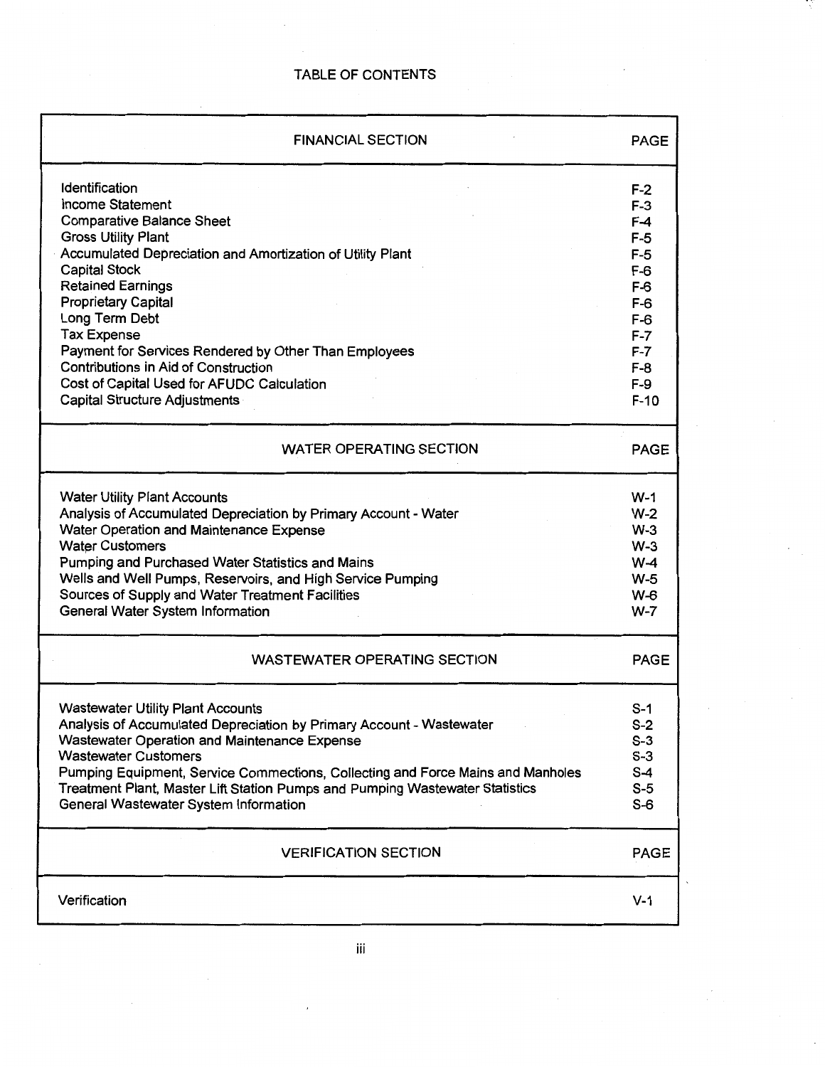# TABLE OF CONTENTS

| FINANCIAL SECTION | PAGE |
|---|---|
| Identification | F-2 |
| Income Statement | F-3 |
| Comparative Balance Sheet | F-4 |
| Gross Utility Plant | F-5 |
| Accumulated Depreciation and Amortization of Utility Plant | F-5 |
| Capital Stock | F-6 |
| Retained Earnings | F-6 |
| Proprietary Capital | F-6 |
| Long Term Debt | F-6 |
| Tax Expense | F-7 |
| Payment for Services Rendered by Other Than Employees | F-7 |
| Contributions in Aid of Construction | F-8 |
| Cost of Capital Used for AFUDC Calculation | F-9 |
| Capital Structure Adjustments | F-10 |

| WATER OPERATING SECTION | PAGE |
|---|---|
| Water Utility Plant Accounts | W-1 |
| Analysis of Accumulated Depreciation by Primary Account - Water | W-2 |
| Water Operation and Maintenance Expense | W-3 |
| Water Customers | W-3 |
| Pumping and Purchased Water Statistics and Mains | W-4 |
| Wells and Well Pumps, Reservoirs, and High Service Pumping | W-5 |
| Sources of Supply and Water Treatment Facilities | W-6 |
| General Water System Information | W-7 |

| WASTEWATER OPERATING SECTION | PAGE |
|---|---|
| Wastewater Utility Plant Accounts | S-1 |
| Analysis of Accumulated Depreciation by Primary Account - Wastewater | S-2 |
| Wastewater Operation and Maintenance Expense | S-3 |
| Wastewater Customers | S-3 |
| Pumping Equipment, Service Connections, Collecting and Force Mains and Manholes | S-4 |
| Treatment Plant, Master Lift Station Pumps and Pumping Wastewater Statistics | S-5 |
| General Wastewater System Information | S-6 |

| VERIFICATION SECTION | PAGE |
|---|---|
| Verification | V-1 |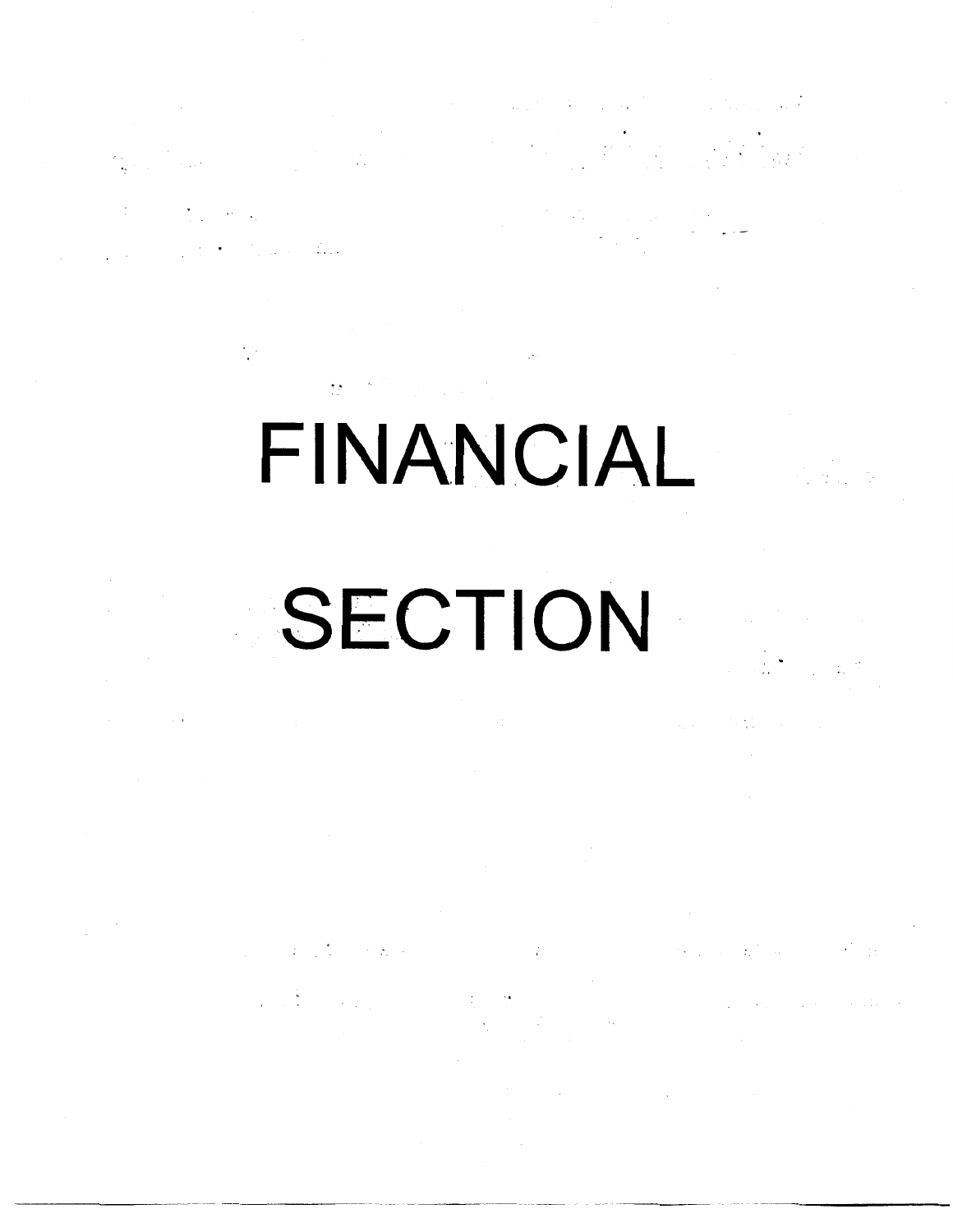# FINANCIAL SECTION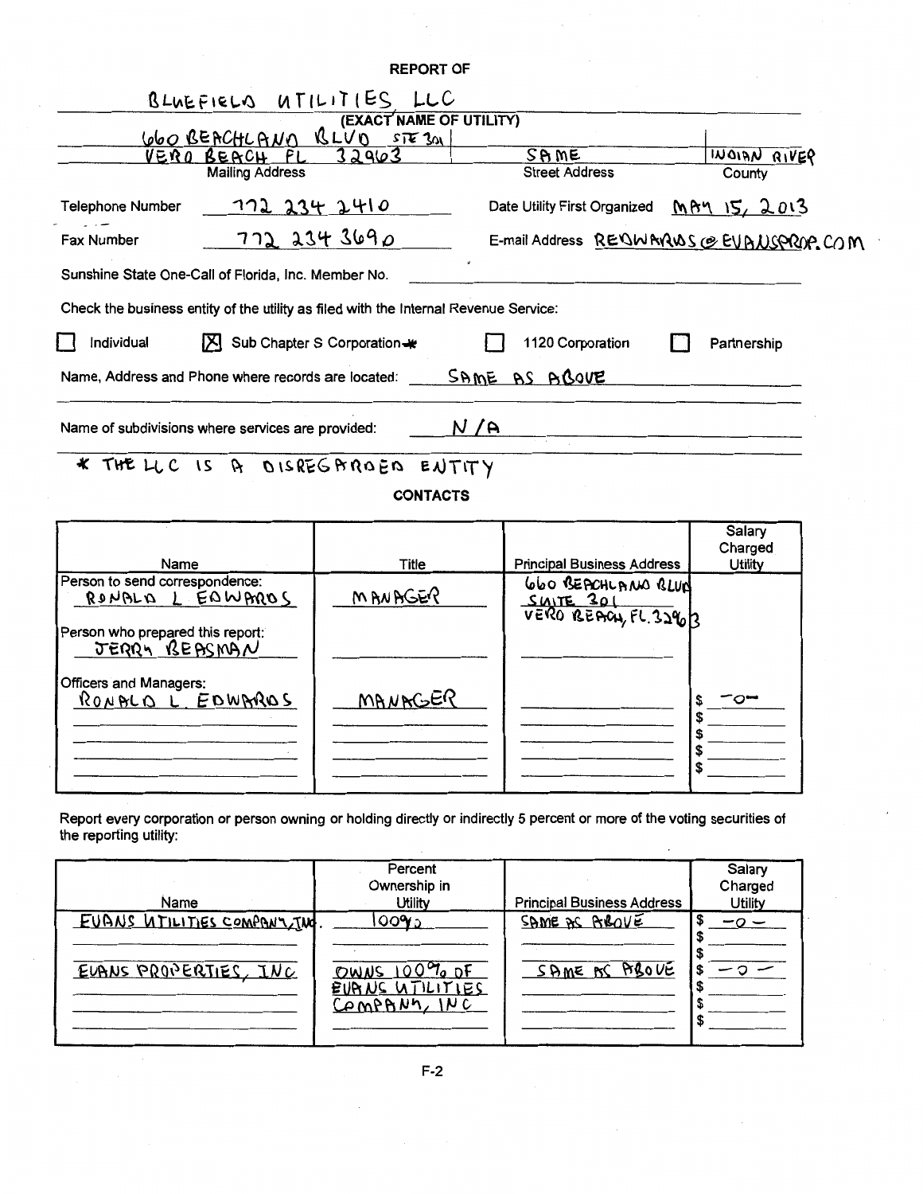**REPORT OF**

BLUEFIELD UTILITIES, LLC
(EXACT NAME OF UTILITY)

| | | |
|---|---|---|
| 660 BEACHLAND BLVD STE 301<br>VERO BEACH FL 32963 | SAME | INDIAN RIVER |
| Mailing Address | Street Address | County |

Telephone Number 772 234 2410 Date Utility First Organized MAY 15, 2013

Fax Number 772 234 3690 E-mail Address REDWARDS@EVANSPROP.COM

Sunshine State One-Call of Florida, Inc. Member No. ______

Check the business entity of the utility as filed with the Internal Revenue Service:

☐ Individual ☒ Sub Chapter S Corporation* ☐ 1120 Corporation ☐ Partnership

Name, Address and Phone where records are located: SAME AS ABOVE

Name of subdivisions where services are provided: N/A

* THE LLC IS A DISREGARDED ENTITY

**CONTACTS**

| Name | Title | Principal Business Address | Salary Charged Utility |
|---|---|---|---|
| Person to send correspondence:<br>RONALD L EDWARDS | MANAGER | 660 BEACHLAND BLVD<br>SUITE 301<br>VERO BEACH, FL. 32963 | |
| Person who prepared this report:<br>JERRY BEASMAN | | | |
| Officers and Managers:<br>RONALD L. EDWARDS | MANAGER | | $ -0- |
| | | | $ |
| | | | $ |
| | | | $ |
| | | | $ |

Report every corporation or person owning or holding directly or indirectly 5 percent or more of the voting securities of the reporting utility:

| Name | Percent Ownership in Utility | Principal Business Address | Salary Charged Utility |
|---|---|---|---|
| EVANS UTILITIES COMPANY, INC. | 100% | SAME AS ABOVE | $ -0- |
| | | | $ |
| | | | $ |
| EVANS PROPERTIES, INC | OWNS 100% OF EVANS UTILITIES COMPANY, INC | SAME AS ABOVE | $ -0- |
| | | | $ |
| | | | $ |
| | | | $ |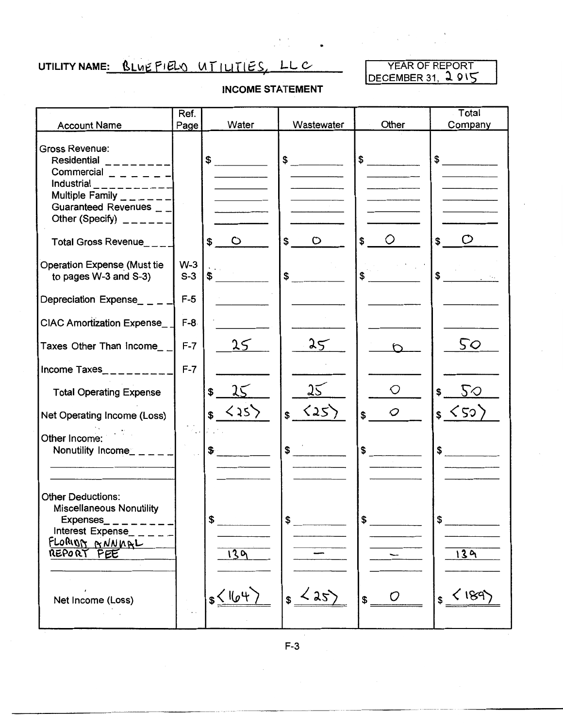UTILITY NAME: BLUEFIELD UTILITIES, LLC

| YEAR OF REPORT |
|---|
| DECEMBER 31, 2015 |

## INCOME STATEMENT

| Account Name | Ref. Page | Water | Wastewater | Other | Total Company |
|---|---|---|---|---|---|
| Gross Revenue: | | | | | |
| Residential | | $ | $ | $ | $ |
| Commercial | | | | | |
| Industrial | | | | | |
| Multiple Family | | | | | |
| Guaranteed Revenues | | | | | |
| Other (Specify) | | | | | |
| Total Gross Revenue | | $ 0 | $ 0 | $ 0 | $ 0 |
| Operation Expense (Must tie to pages W-3 and S-3) | W-3 S-3 | $ | $ | $ | $ |
| Depreciation Expense | F-5 | | | | |
| CIAC Amortization Expense | F-8 | | | | |
| Taxes Other Than Income | F-7 | 25 | 25 | 0 | 50 |
| Income Taxes | F-7 | | | | |
| Total Operating Expense | | $ 25 | 25 | 0 | $ 50 |
| Net Operating Income (Loss) | | $ <25> | $ <25> | $ 0 | $ <50> |
| Other Income: | | | | | |
| Nonutility Income | | $ | $ | $ | $ |
| | | | | | |
| | | | | | |
| Other Deductions: | | | | | |
| Miscellaneous Nonutility Expenses | | $ | $ | $ | $ |
| Interest Expense | | | | | |
| FLORIDA ANNUAL REPORT FEE | | 139 | — | — | 139 |
| | | | | | |
| Net Income (Loss) | | $ <164> | $ <25> | $ 0 | $ <189> |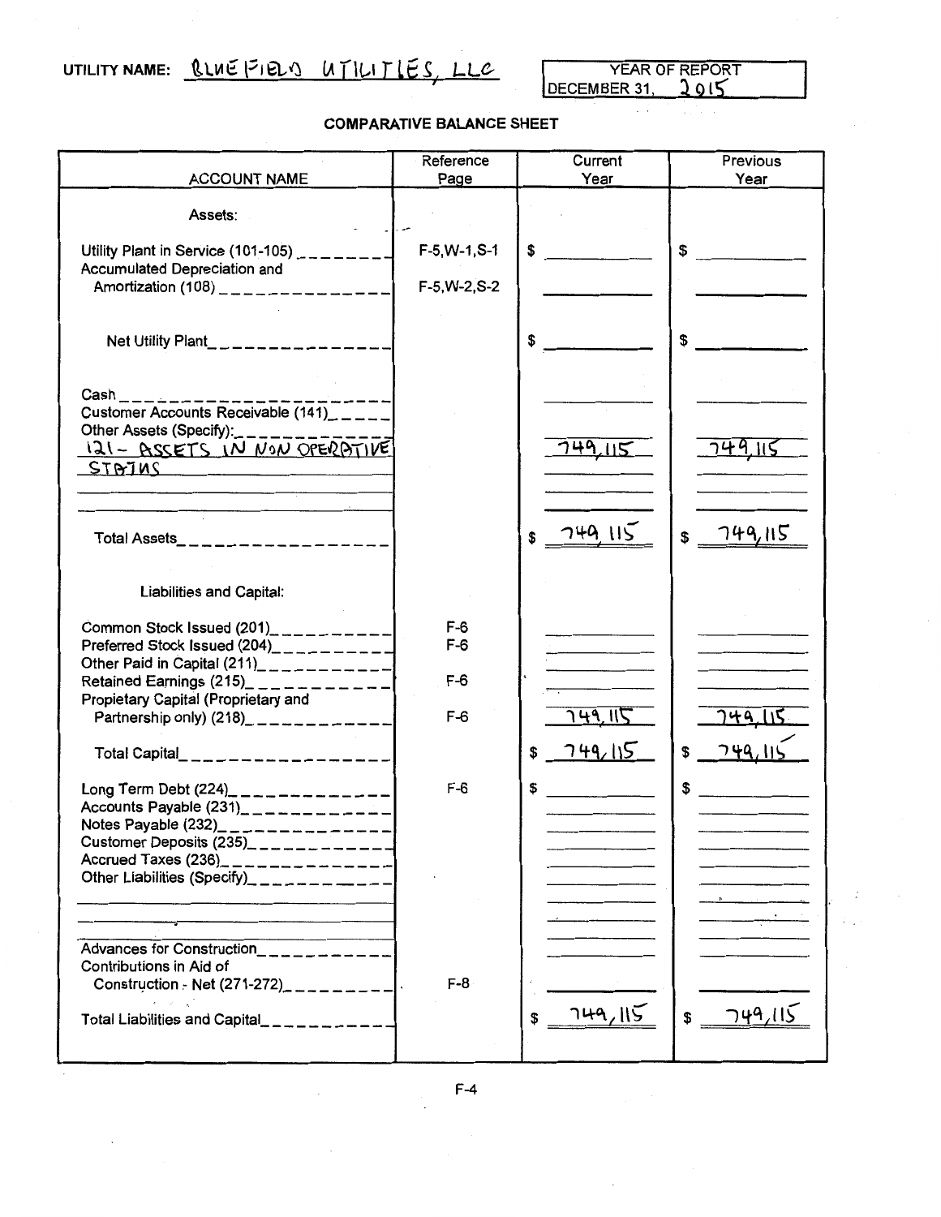UTILITY NAME: BLUEFIELD UTILITIES, LLC

| YEAR OF REPORT |
|---|
| DECEMBER 31, 2015 |

**COMPARATIVE BALANCE SHEET**

| ACCOUNT NAME | Reference Page | Current Year | Previous Year |
|---|---|---|---|
| Assets: | | | |
| Utility Plant in Service (101-105) | F-5,W-1,S-1 | $ | $ |
| Accumulated Depreciation and Amortization (108) | F-5,W-2,S-2 | | |
| Net Utility Plant | | $ | $ |
| Cash | | | |
| Customer Accounts Receivable (141) | | | |
| Other Assets (Specify): | | | |
| 121- ASSETS IN NON OPERATIVE STATUS | | 749,115 | 749,115 |
| Total Assets | | $ 749,115 | $ 749,115 |
| Liabilities and Capital: | | | |
| Common Stock Issued (201) | F-6 | | |
| Preferred Stock Issued (204) | F-6 | | |
| Other Paid in Capital (211) | | | |
| Retained Earnings (215) | F-6 | | |
| Propietary Capital (Proprietary and Partnership only) (218) | F-6 | 749,115 | 749,115 |
| Total Capital | | $ 749,115 | $ 749,115 |
| Long Term Debt (224) | F-6 | $ | $ |
| Accounts Payable (231) | | | |
| Notes Payable (232) | | | |
| Customer Deposits (235) | | | |
| Accrued Taxes (236) | | | |
| Other Liabilities (Specify) | | | |
| Advances for Construction | | | |
| Contributions in Aid of Construction - Net (271-272) | F-8 | | |
| Total Liabilities and Capital | | $ 749,115 | $ 749,115 |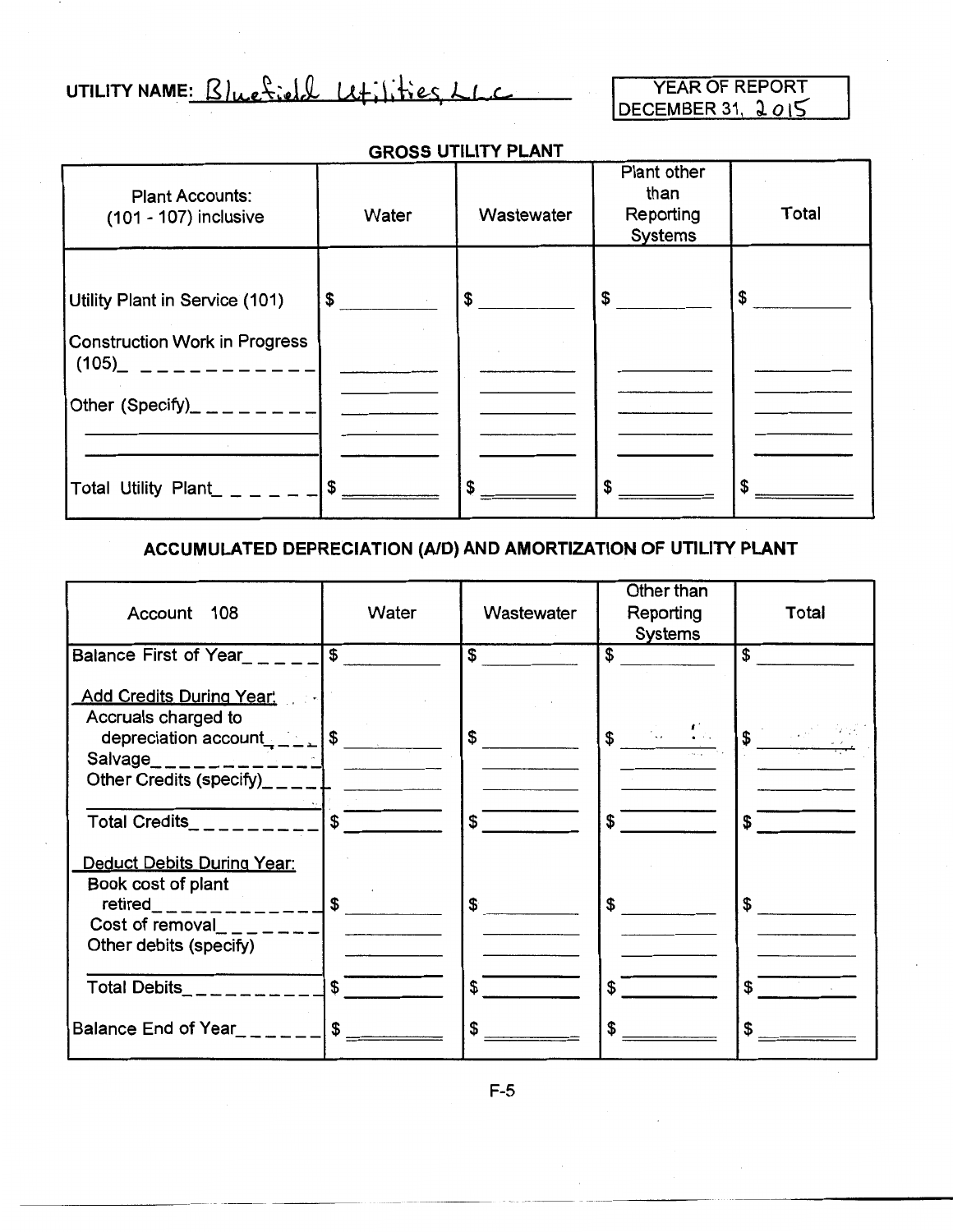UTILITY NAME: Bluefield Utilities LLC

| YEAR OF REPORT |
|---|
| DECEMBER 31, 2015 |

## GROSS UTILITY PLANT

| Plant Accounts: (101 - 107) inclusive | Water | Wastewater | Plant other than Reporting Systems | Total |
|---|---|---|---|---|
| Utility Plant in Service (101) | $ | $ | $ | $ |
| Construction Work in Progress (105) | | | | |
| Other (Specify) | | | | |
| | | | | |
| | | | | |
| Total Utility Plant | $ | $ | $ | $ |

## ACCUMULATED DEPRECIATION (A/D) AND AMORTIZATION OF UTILITY PLANT

| Account 108 | Water | Wastewater | Other than Reporting Systems | Total |
|---|---|---|---|---|
| Balance First of Year | $ | $ | $ | $ |
| Add Credits During Year: | | | | |
| Accruals charged to depreciation account | $ | $ | $ | $ |
| Salvage | | | | |
| Other Credits (specify) | | | | |
| | | | | |
| Total Credits | $ | $ | $ | $ |
| Deduct Debits During Year: | | | | |
| Book cost of plant retired | $ | $ | $ | $ |
| Cost of removal | | | | |
| Other debits (specify) | | | | |
| | | | | |
| Total Debits | $ | $ | $ | $ |
| Balance End of Year | $ | $ | $ | $ |

F-5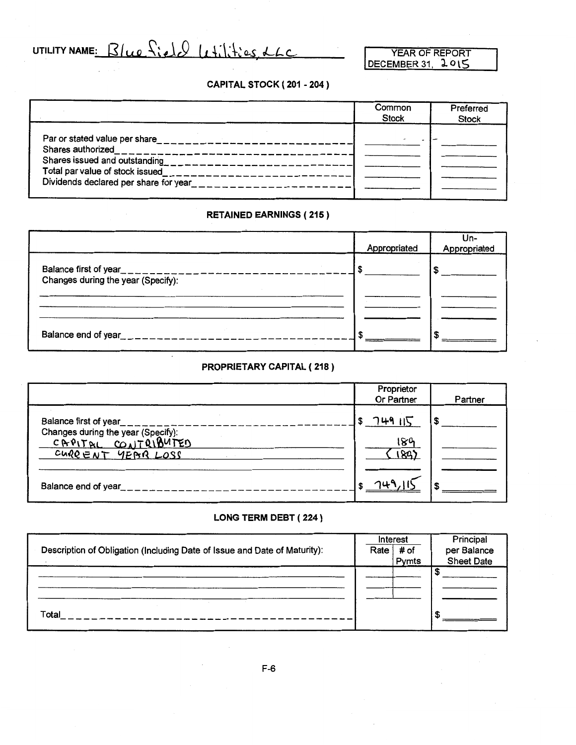UTILITY NAME: Bluefield Utilities, LLC

YEAR OF REPORT DECEMBER 31, 2015

## CAPITAL STOCK ( 201 - 204 )

| | Common Stock | Preferred Stock |
|---|---|---|
| Par or stated value per share | - | - |
| Shares authorized | | |
| Shares issued and outstanding | | |
| Total par value of stock issued | | |
| Dividends declared per share for year | | |

## RETAINED EARNINGS ( 215 )

| | Appropriated | Un-Appropriated |
|---|---|---|
| Balance first of year | $ | $ |
| Changes during the year (Specify): | | |
| | | |
| | | |
| | | |
| Balance end of year | $ | $ |

## PROPRIETARY CAPITAL ( 218 )

| | Proprietor Or Partner | Partner |
|---|---|---|
| Balance first of year | $ 749 115 | $ |
| Changes during the year (Specify): | | |
| CAPITAL CONTRIBUTED | 189 | |
| CURRENT YEAR LOSS | (189) | |
| | | |
| Balance end of year | $ 749,115 | $ |

## LONG TERM DEBT ( 224 )

| Description of Obligation (Including Date of Issue and Date of Maturity): | Interest Rate | Interest # of Pymts | Principal per Balance Sheet Date |
|---|---|---|---|
| | | | $ |
| | | | |
| | | | |
| Total | | | $ |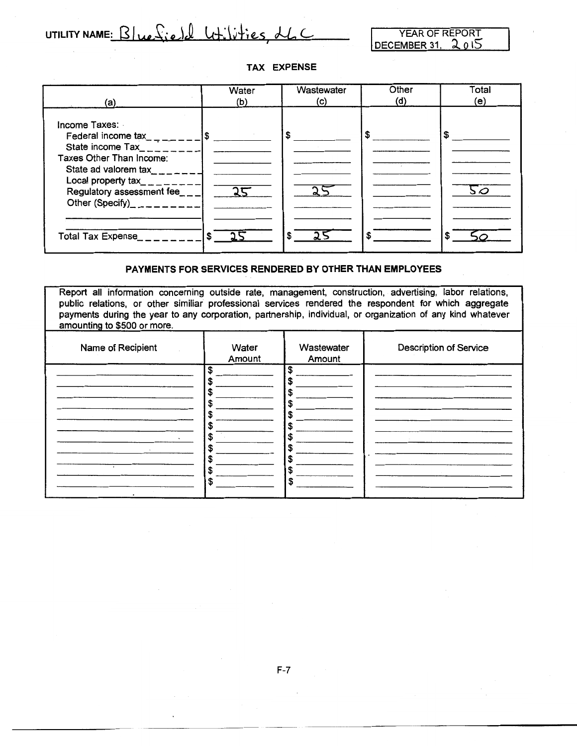UTILITY NAME: Bluefield Utilities, LLC

YEAR OF REPORT DECEMBER 31, 2015

## TAX EXPENSE

| (a) | Water (b) | Wastewater (c) | Other (d) | Total (e) |
|---|---|---|---|---|
| Income Taxes: | | | | |
| Federal income tax | $ | $ | $ | $ |
| State income Tax | | | | |
| Taxes Other Than Income: | | | | |
| State ad valorem tax | | | | |
| Local property tax | | | | |
| Regulatory assessment fee | 25 | 25 | | 50 |
| Other (Specify) | | | | |
| | | | | |
| Total Tax Expense | $ 25 | $ 25 | $ | $ 50 |

## PAYMENTS FOR SERVICES RENDERED BY OTHER THAN EMPLOYEES

Report all information concerning outside rate, management, construction, advertising, labor relations, public relations, or other similiar professional services rendered the respondent for which aggregate payments during the year to any corporation, partnership, individual, or organization of any kind whatever amounting to $500 or more.

| Name of Recipient | Water Amount | Wastewater Amount | Description of Service |
|---|---|---|---|
| | $ | $ | |
| | $ | $ | |
| | $ | $ | |
| | $ | $ | |
| | $ | $ | |
| | $ | $ | |
| | $ | $ | |
| | $ | $ | |
| | $ | $ | |
| | $ | $ | |
| | $ | $ | |

F-7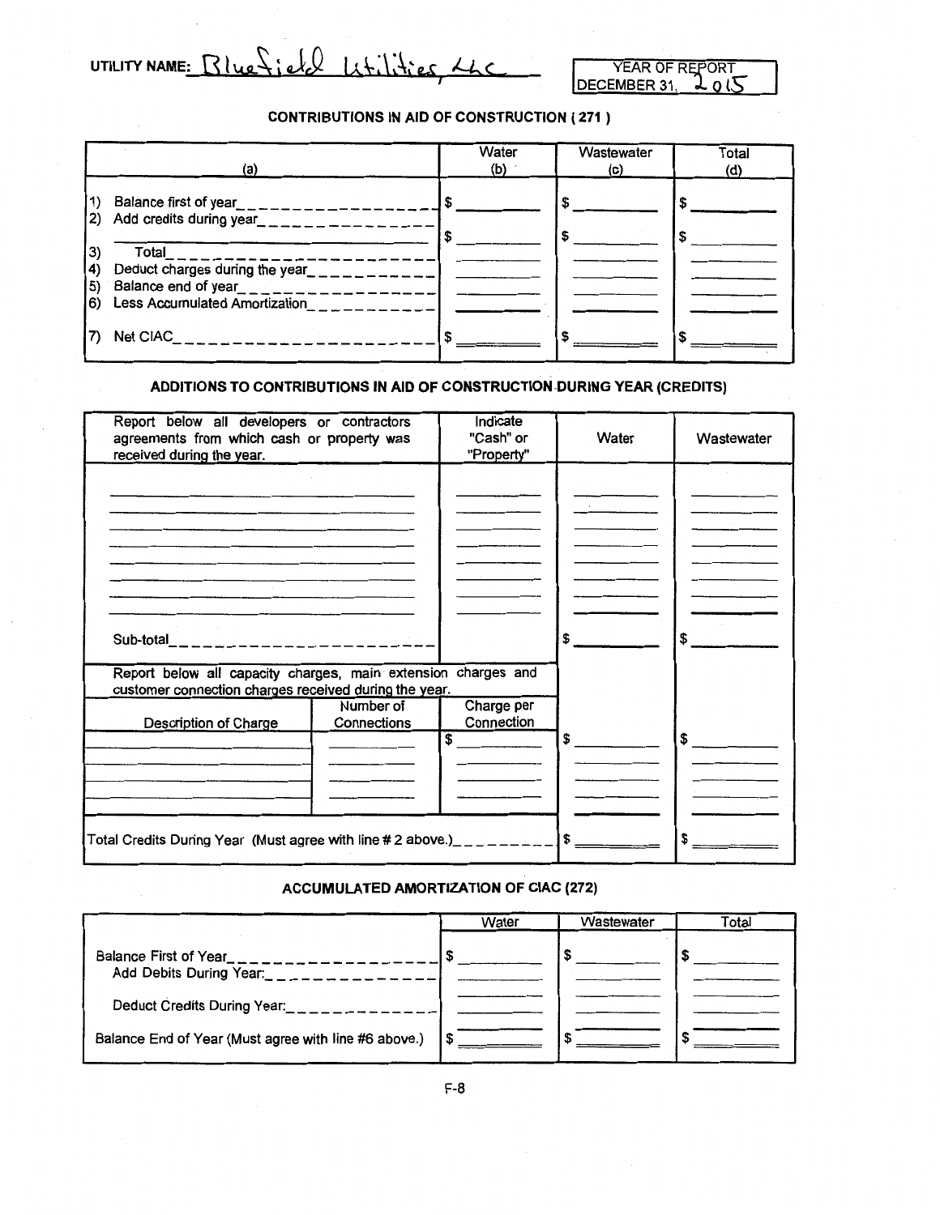UTILITY NAME: Bluefield Utilities, LLC

| YEAR OF REPORT |
|---|
| DECEMBER 31, 2015 |

## CONTRIBUTIONS IN AID OF CONSTRUCTION ( 271 )

| (a) | Water (b) | Wastewater (c) | Total (d) |
|---|---|---|---|
| 1) Balance first of year | $ | $ | $ |
| 2) Add credits during year | | | |
| | $ | $ | $ |
| 3) Total | | | |
| 4) Deduct charges during the year | | | |
| 5) Balance end of year | | | |
| 6) Less Accumulated Amortization | | | |
| 7) Net CIAC | $ | $ | $ |

## ADDITIONS TO CONTRIBUTIONS IN AID OF CONSTRUCTION DURING YEAR (CREDITS)

| Report below all developers or contractors agreements from which cash or property was received during the year. | | Indicate "Cash" or "Property" | Water | Wastewater |
|---|---|---|---|---|
| | | | | |
| | | | | |
| | | | | |
| | | | | |
| | | | | |
| | | | | |
| | | | | |
| Sub-total | | | $ | $ |
| Report below all capacity charges, main extension charges and customer connection charges received during the year. | | | | |
| Description of Charge | Number of Connections | Charge per Connection | | |
| | | $ | $ | $ |
| | | | | |
| | | | | |
| | | | | |
| | | | | |
| Total Credits During Year (Must agree with line # 2 above.) | | | $ | $ |

## ACCUMULATED AMORTIZATION OF CIAC (272)

| | Water | Wastewater | Total |
|---|---|---|---|
| Balance First of Year | $ | $ | $ |
| Add Debits During Year: | | | |
| Deduct Credits During Year: | | | |
| Balance End of Year (Must agree with line #6 above.) | $ | $ | $ |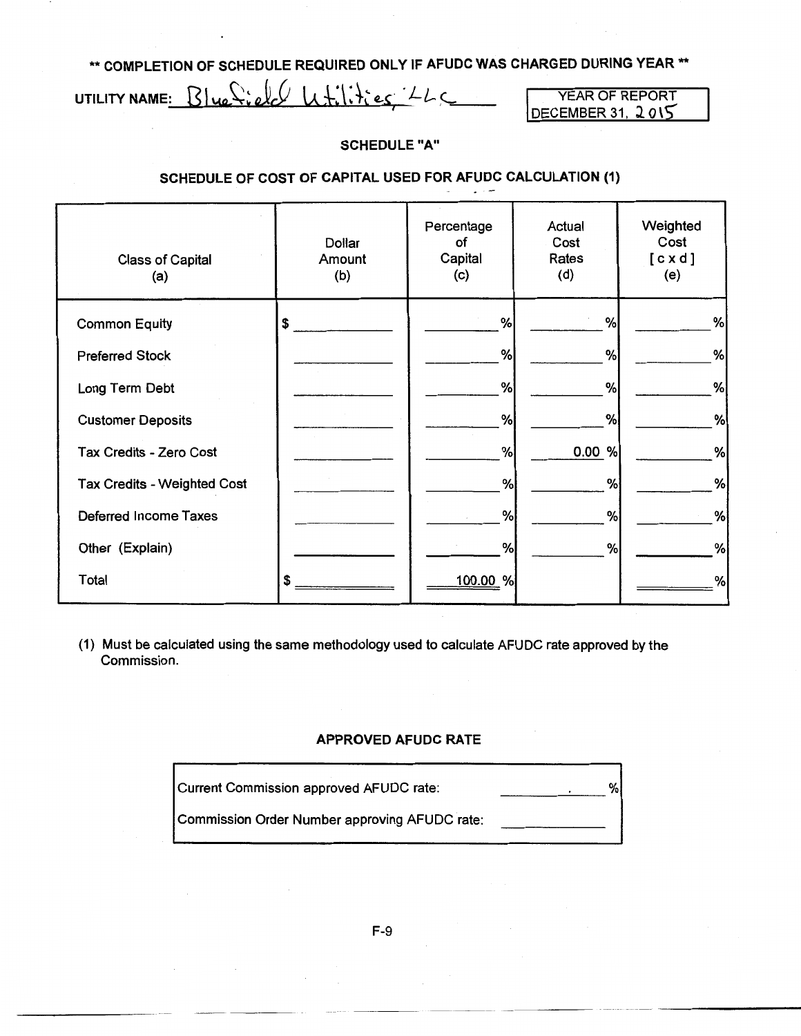**\*\* COMPLETION OF SCHEDULE REQUIRED ONLY IF AFUDC WAS CHARGED DURING YEAR \*\***

UTILITY NAME: Bluefield Utilities, LLC

YEAR OF REPORT DECEMBER 31, 2015

## SCHEDULE "A"

### SCHEDULE OF COST OF CAPITAL USED FOR AFUDC CALCULATION (1)

| Class of Capital (a) | Dollar Amount (b) | Percentage of Capital (c) | Actual Cost Rates (d) | Weighted Cost [ c x d ] (e) |
|---|---|---|---|---|
| Common Equity | $ | % | % | % |
| Preferred Stock | | % | % | % |
| Long Term Debt | | % | % | % |
| Customer Deposits | | % | % | % |
| Tax Credits - Zero Cost | | % | 0.00 % | % |
| Tax Credits - Weighted Cost | | % | % | % |
| Deferred Income Taxes | | % | % | % |
| Other (Explain) | | % | % | % |
| Total | $ | 100.00 % | | % |

(1) Must be calculated using the same methodology used to calculate AFUDC rate approved by the Commission.

### APPROVED AFUDC RATE

| | |
|---|---|
| Current Commission approved AFUDC rate: | . % |
| Commission Order Number approving AFUDC rate: | |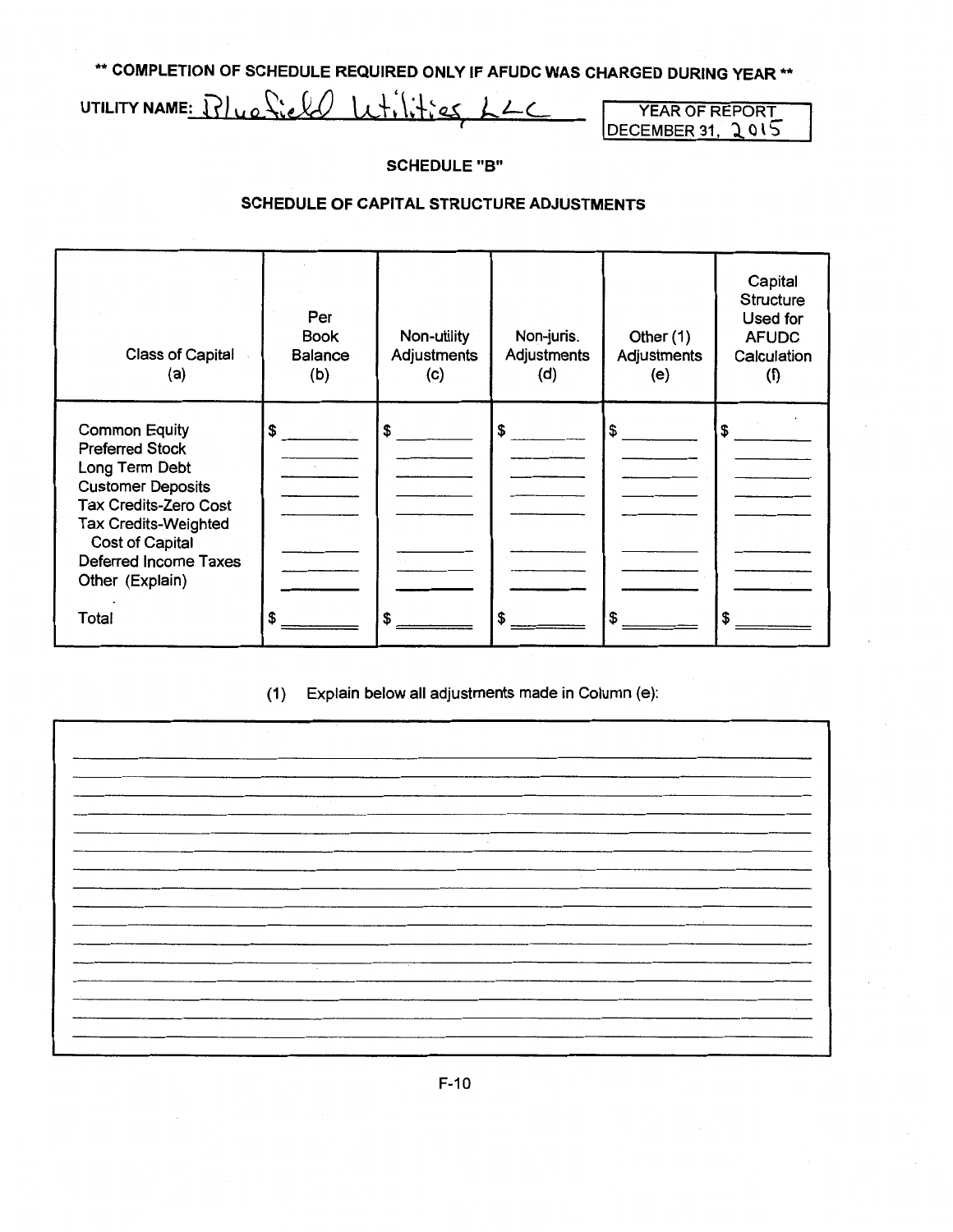**\*\* COMPLETION OF SCHEDULE REQUIRED ONLY IF AFUDC WAS CHARGED DURING YEAR \*\***

UTILITY NAME: Bluefield Utilities, LLC

YEAR OF REPORT DECEMBER 31, 2015

## SCHEDULE "B"

## SCHEDULE OF CAPITAL STRUCTURE ADJUSTMENTS

| Class of Capital (a) | Per Book Balance (b) | Non-utility Adjustments (c) | Non-juris. Adjustments (d) | Other (1) Adjustments (e) | Capital Structure Used for AFUDC Calculation (f) |
|---|---|---|---|---|---|
| Common Equity | $ | $ | $ | $ | $ |
| Preferred Stock | | | | | |
| Long Term Debt | | | | | |
| Customer Deposits | | | | | |
| Tax Credits-Zero Cost | | | | | |
| Tax Credits-Weighted Cost of Capital | | | | | |
| Deferred Income Taxes | | | | | |
| Other (Explain) | | | | | |
| Total | $ | $ | $ | $ | $ |

(1) Explain below all adjustments made in Column (e):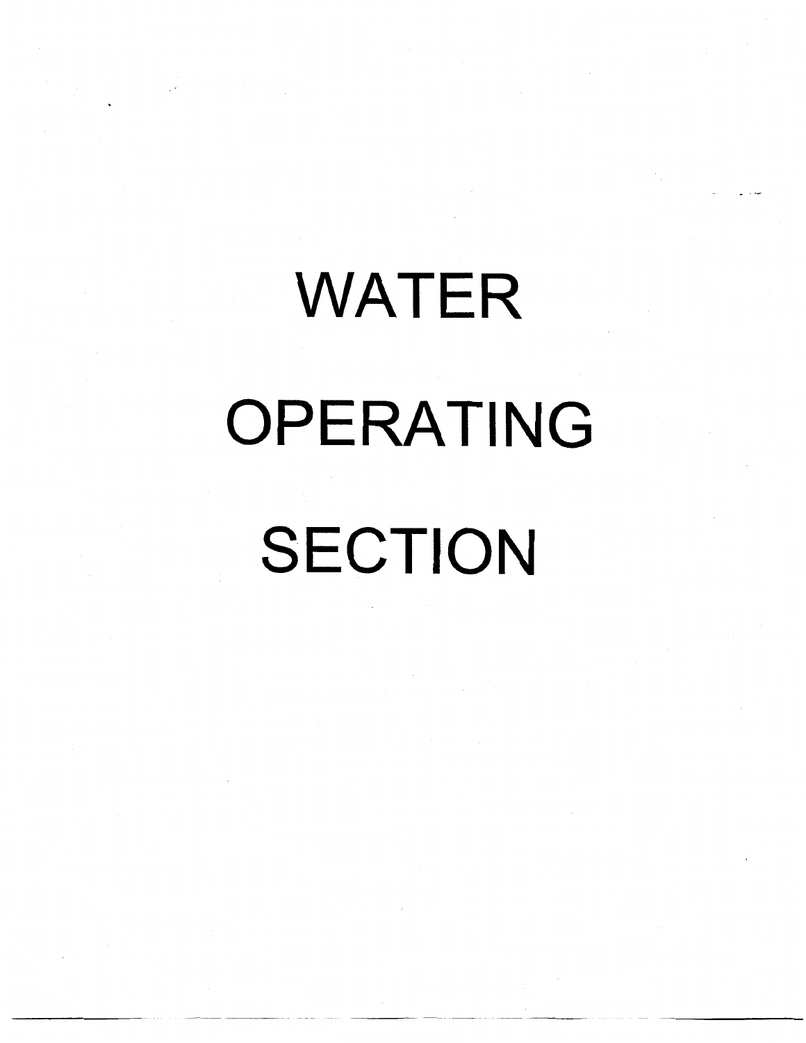# WATER

# OPERATING

# SECTION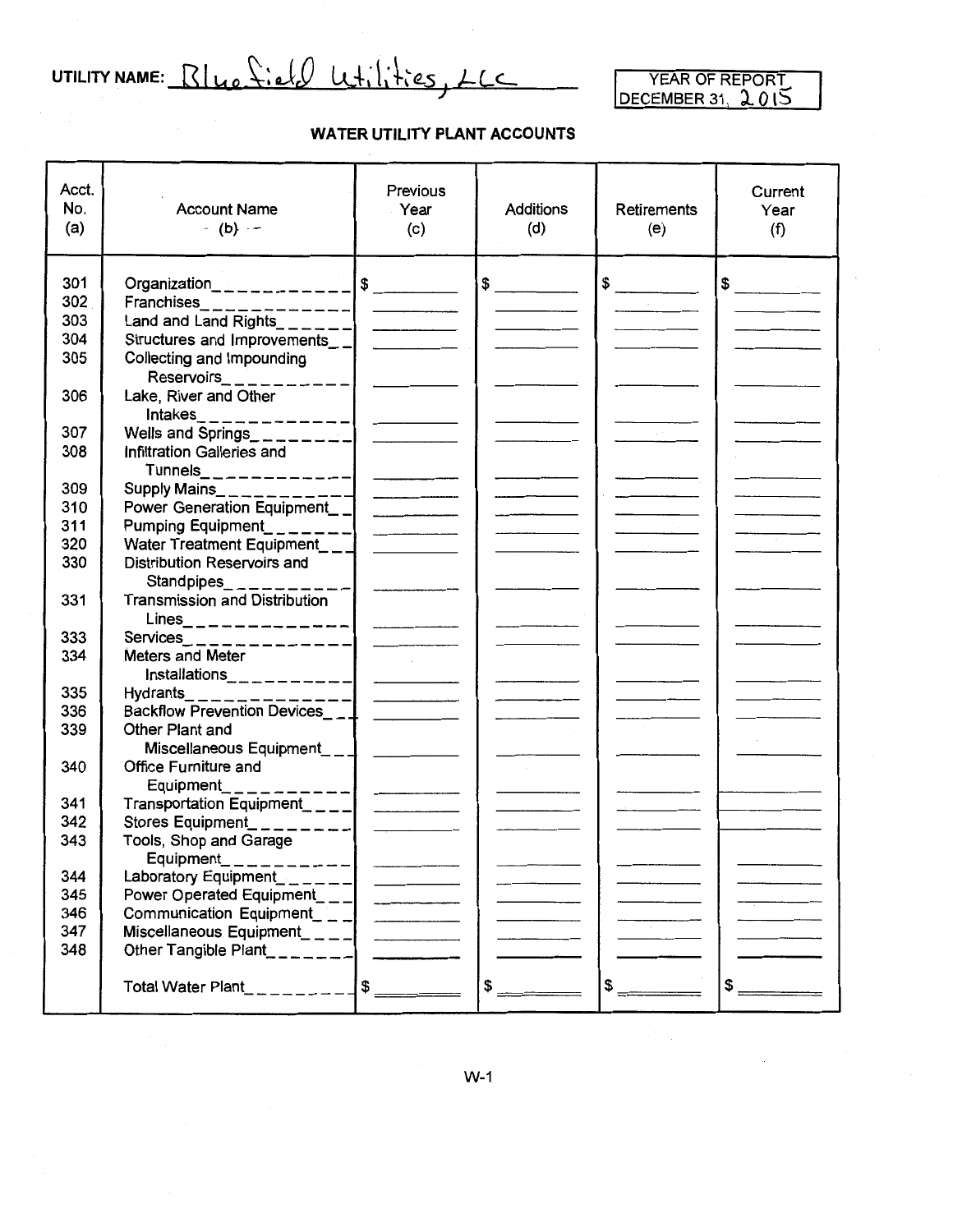UTILITY NAME: Bluefield Utilities, LLC

| YEAR OF REPORT |
|---|
| DECEMBER 31, 2015 |

## WATER UTILITY PLANT ACCOUNTS

| Acct. No. (a) | Account Name (b) | Previous Year (c) | Additions (d) | Retirements (e) | Current Year (f) |
|---|---|---|---|---|---|
| 301 | Organization | $ | $ | $ | $ |
| 302 | Franchises | | | | |
| 303 | Land and Land Rights | | | | |
| 304 | Structures and Improvements | | | | |
| 305 | Collecting and Impounding Reservoirs | | | | |
| 306 | Lake, River and Other Intakes | | | | |
| 307 | Wells and Springs | | | | |
| 308 | Infiltration Galleries and Tunnels | | | | |
| 309 | Supply Mains | | | | |
| 310 | Power Generation Equipment | | | | |
| 311 | Pumping Equipment | | | | |
| 320 | Water Treatment Equipment | | | | |
| 330 | Distribution Reservoirs and Standpipes | | | | |
| 331 | Transmission and Distribution Lines | | | | |
| 333 | Services | | | | |
| 334 | Meters and Meter Installations | | | | |
| 335 | Hydrants | | | | |
| 336 | Backflow Prevention Devices | | | | |
| 339 | Other Plant and Miscellaneous Equipment | | | | |
| 340 | Office Furniture and Equipment | | | | |
| 341 | Transportation Equipment | | | | |
| 342 | Stores Equipment | | | | |
| 343 | Tools, Shop and Garage Equipment | | | | |
| 344 | Laboratory Equipment | | | | |
| 345 | Power Operated Equipment | | | | |
| 346 | Communication Equipment | | | | |
| 347 | Miscellaneous Equipment | | | | |
| 348 | Other Tangible Plant | | | | |
| | Total Water Plant | $ | $ | $ | $ |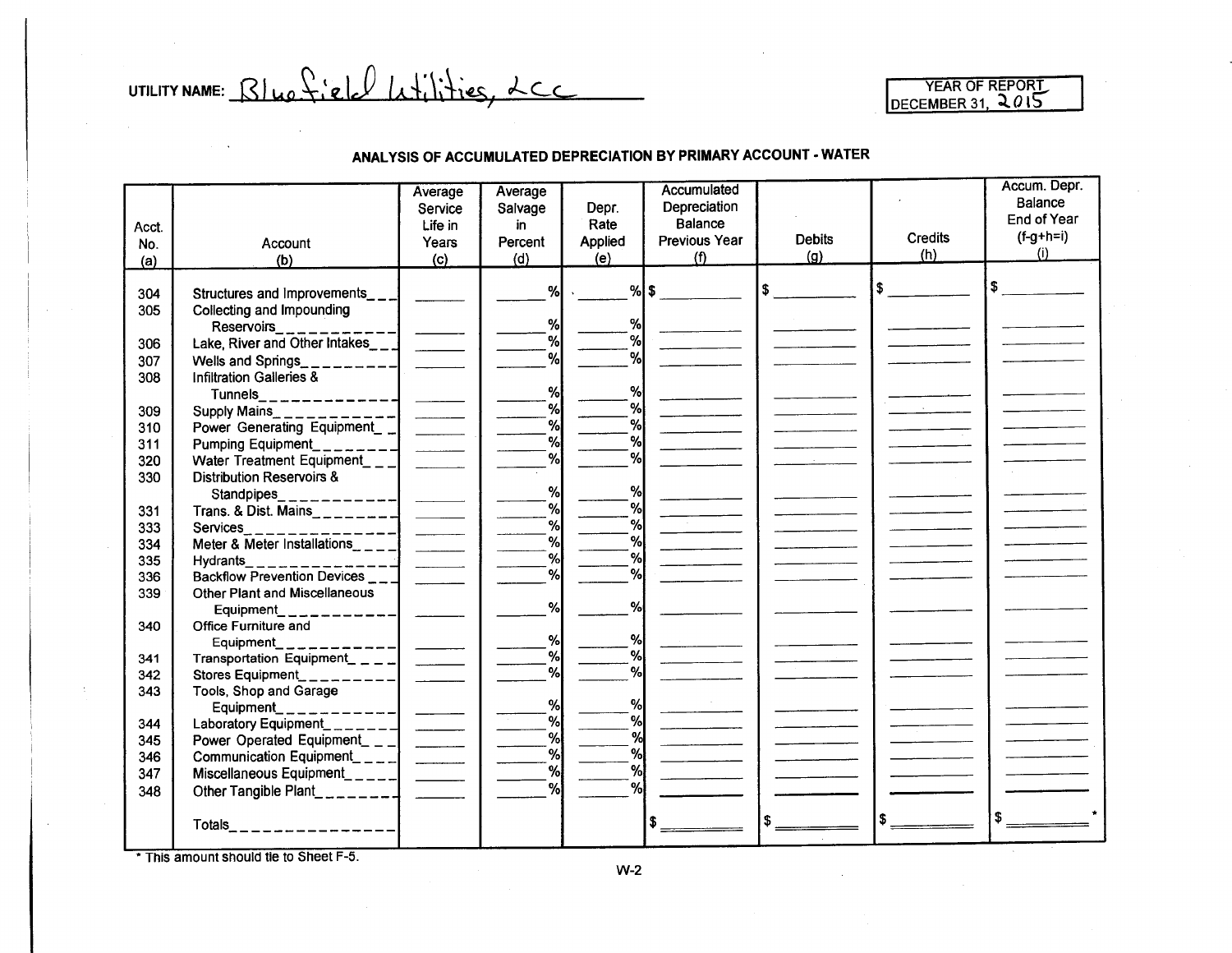UTILITY NAME: Bluefield Utilities, LLC

YEAR OF REPORT DECEMBER 31, 2015

## ANALYSIS OF ACCUMULATED DEPRECIATION BY PRIMARY ACCOUNT - WATER

| Acct. No. (a) | Account (b) | Average Service Life in Years (c) | Average Salvage in Percent (d) | Depr. Rate Applied (e) | Accumulated Depreciation Balance Previous Year (f) | Debits (g) | Credits (h) | Accum. Depr. Balance End of Year (f-g+h=i) (i) |
|---|---|---|---|---|---|---|---|---|
| 304 | Structures and Improvements | | % | % | $ | $ | $ | $ |
| 305 | Collecting and Impounding Reservoirs | | % | % | | | | |
| 306 | Lake, River and Other Intakes | | % | % | | | | |
| 307 | Wells and Springs | | % | % | | | | |
| 308 | Infiltration Galleries & Tunnels | | % | % | | | | |
| 309 | Supply Mains | | % | % | | | | |
| 310 | Power Generating Equipment | | % | % | | | | |
| 311 | Pumping Equipment | | % | % | | | | |
| 320 | Water Treatment Equipment | | % | % | | | | |
| 330 | Distribution Reservoirs & Standpipes | | % | % | | | | |
| 331 | Trans. & Dist. Mains | | % | % | | | | |
| 333 | Services | | % | % | | | | |
| 334 | Meter & Meter Installations | | % | % | | | | |
| 335 | Hydrants | | % | % | | | | |
| 336 | Backflow Prevention Devices | | % | % | | | | |
| 339 | Other Plant and Miscellaneous Equipment | | % | % | | | | |
| 340 | Office Furniture and Equipment | | % | % | | | | |
| 341 | Transportation Equipment | | % | % | | | | |
| 342 | Stores Equipment | | % | % | | | | |
| 343 | Tools, Shop and Garage Equipment | | % | % | | | | |
| 344 | Laboratory Equipment | | % | % | | | | |
| 345 | Power Operated Equipment | | % | % | | | | |
| 346 | Communication Equipment | | % | % | | | | |
| 347 | Miscellaneous Equipment | | % | % | | | | |
| 348 | Other Tangible Plant | | % | % | | | | |
| | Totals | | | | $ | $ | $ | $ * |

* This amount should tie to Sheet F-5.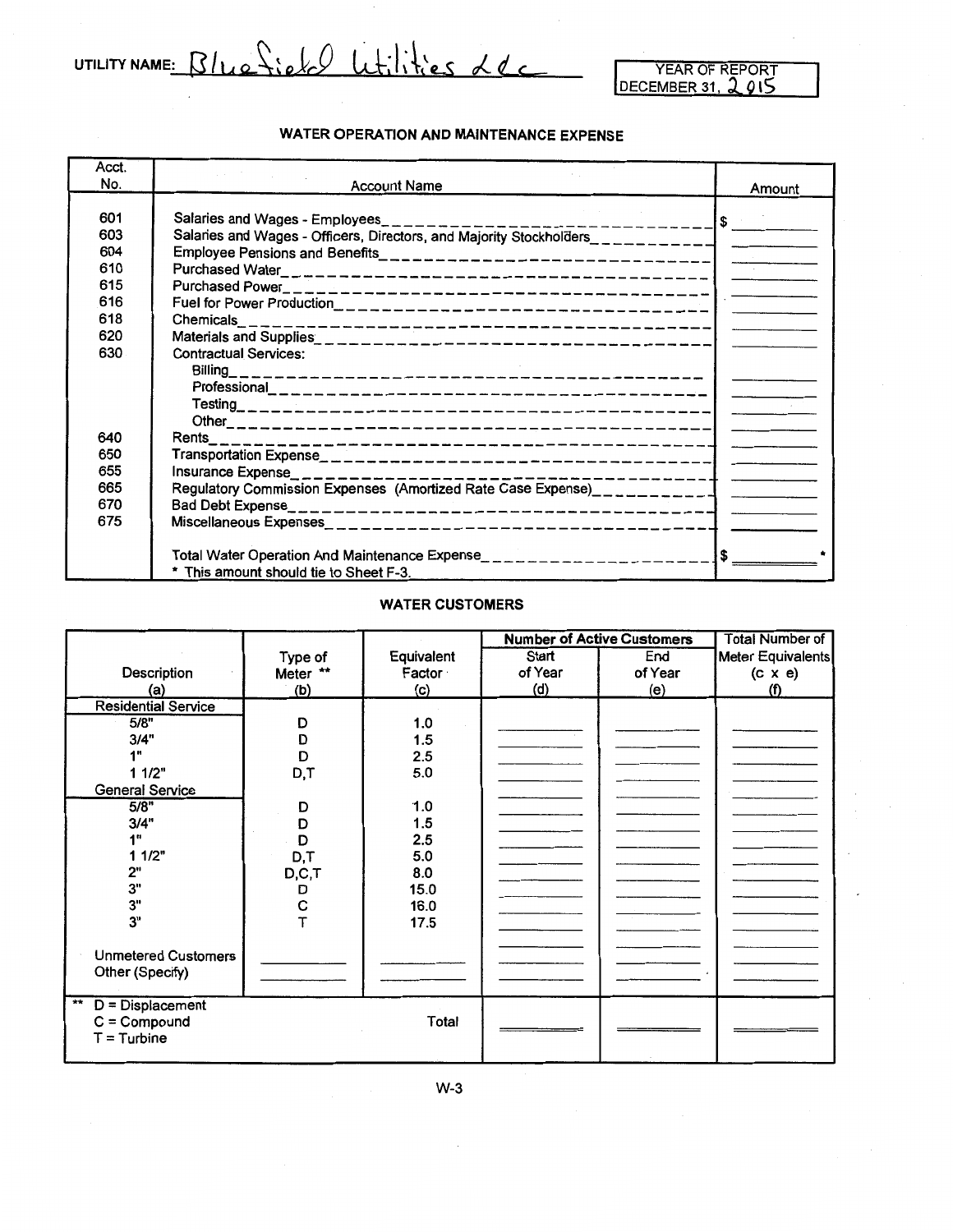UTILITY NAME: Bluefield Utilities LLC

YEAR OF REPORT
DECEMBER 31, 2015

## WATER OPERATION AND MAINTENANCE EXPENSE

| Acct. No. | Account Name | Amount |
|---|---|---|
| 601 | Salaries and Wages - Employees | $ |
| 603 | Salaries and Wages - Officers, Directors, and Majority Stockholders | |
| 604 | Employee Pensions and Benefits | |
| 610 | Purchased Water | |
| 615 | Purchased Power | |
| 616 | Fuel for Power Production | |
| 618 | Chemicals | |
| 620 | Materials and Supplies | |
| 630 | Contractual Services: | |
| | Billing | |
| | Professional | |
| | Testing | |
| | Other | |
| 640 | Rents | |
| 650 | Transportation Expense | |
| 655 | Insurance Expense | |
| 665 | Regulatory Commission Expenses (Amortized Rate Case Expense) | |
| 670 | Bad Debt Expense | |
| 675 | Miscellaneous Expenses | |
| | Total Water Operation And Maintenance Expense | $ * |
| | * This amount should tie to Sheet F-3. | |

## WATER CUSTOMERS

| Description (a) | Type of Meter ** (b) | Equivalent Factor (c) | Number of Active Customers Start of Year (d) | Number of Active Customers End of Year (e) | Total Number of Meter Equivalents (c x e) (f) |
|---|---|---|---|---|---|
| Residential Service | | | | | |
| 5/8" | D | 1.0 | | | |
| 3/4" | D | 1.5 | | | |
| 1" | D | 2.5 | | | |
| 1 1/2" | D,T | 5.0 | | | |
| General Service | | | | | |
| 5/8" | D | 1.0 | | | |
| 3/4" | D | 1.5 | | | |
| 1" | D | 2.5 | | | |
| 1 1/2" | D,T | 5.0 | | | |
| 2" | D,C,T | 8.0 | | | |
| 3" | D | 15.0 | | | |
| 3" | C | 16.0 | | | |
| 3" | T | 17.5 | | | |
| Unmetered Customers | | | | | |
| Other (Specify) | | | | | |
| ** D = Displacement<br>C = Compound<br>T = Turbine | | Total | | | |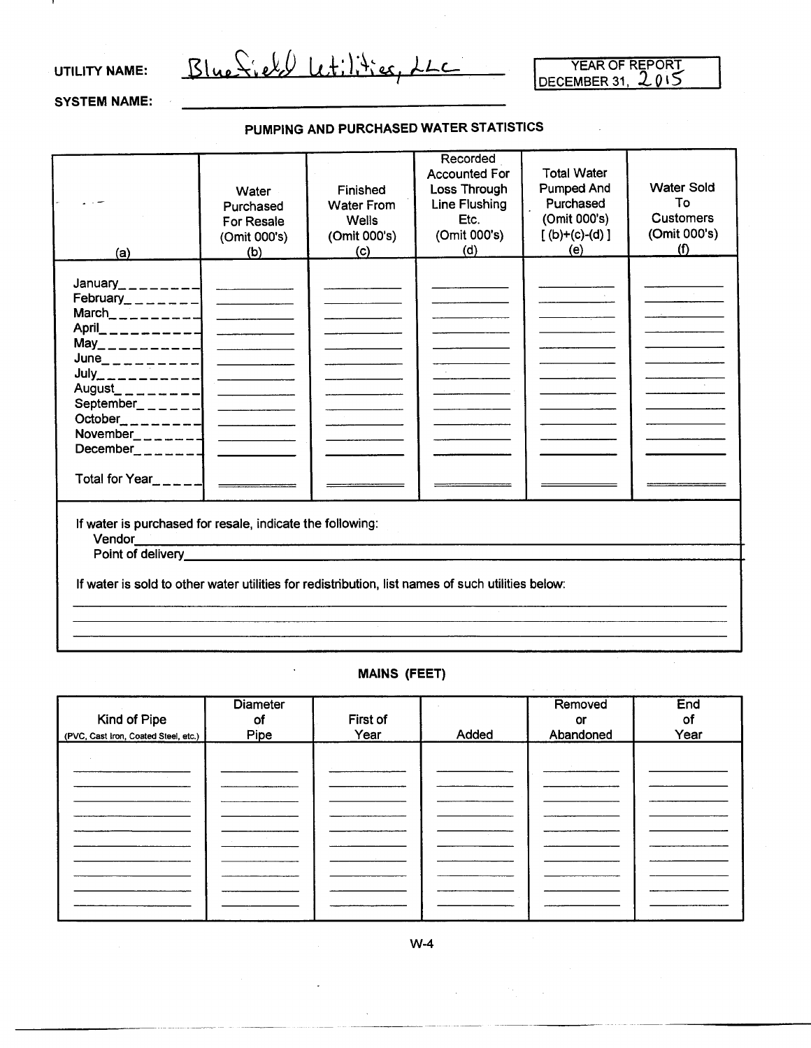UTILITY NAME: Bluefield Utilities, LLC

SYSTEM NAME: 

YEAR OF REPORT DECEMBER 31, 2015

## PUMPING AND PURCHASED WATER STATISTICS

| (a) | Water Purchased For Resale (Omit 000's) (b) | Finished Water From Wells (Omit 000's) (c) | Recorded Accounted For Loss Through Line Flushing Etc. (Omit 000's) (d) | Total Water Pumped And Purchased (Omit 000's) [ (b)+(c)-(d) ] (e) | Water Sold To Customers (Omit 000's) (f) |
|---|---|---|---|---|---|
| January | | | | | |
| February | | | | | |
| March | | | | | |
| April | | | | | |
| May | | | | | |
| June | | | | | |
| July | | | | | |
| August | | | | | |
| September | | | | | |
| October | | | | | |
| November | | | | | |
| December | | | | | |
| Total for Year | | | | | |

If water is purchased for resale, indicate the following:

Vendor

Point of delivery

If water is sold to other water utilities for redistribution, list names of such utilities below:

## MAINS (FEET)

| Kind of Pipe (PVC, Cast Iron, Coated Steel, etc.) | Diameter of Pipe | First of Year | Added | Removed or Abandoned | End of Year |
|---|---|---|---|---|---|
| | | | | | |
| | | | | | |
| | | | | | |
| | | | | | |
| | | | | | |
| | | | | | |
| | | | | | |
| | | | | | |
| | | | | | |
| | | | | | |

W-4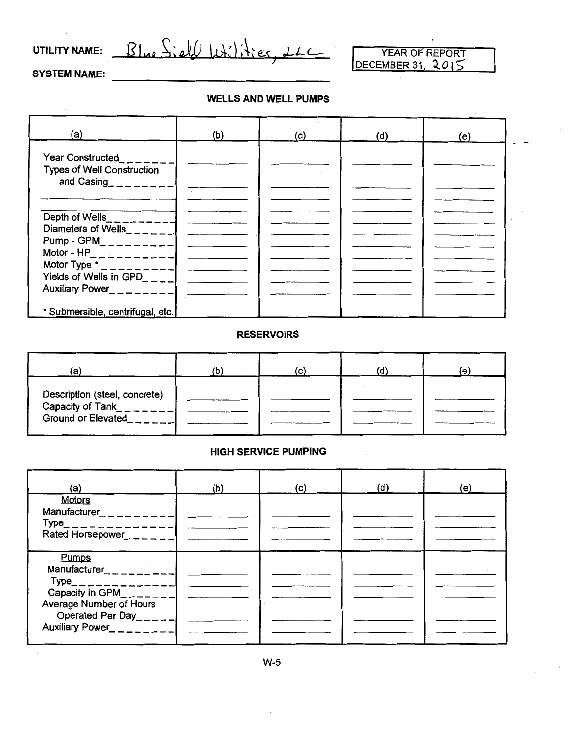UTILITY NAME: Blue Field Utilities, LLC

SYSTEM NAME: ______

YEAR OF REPORT DECEMBER 31, 2015

## WELLS AND WELL PUMPS

| (a) | (b) | (c) | (d) | (e) |
|---|---|---|---|---|
| Year Constructed | | | | |
| Types of Well Construction and Casing | | | | |
| | | | | |
| Depth of Wells | | | | |
| Diameters of Wells | | | | |
| Pump - GPM | | | | |
| Motor - HP | | | | |
| Motor Type * | | | | |
| Yields of Wells in GPD | | | | |
| Auxiliary Power | | | | |
| * Submersible, centrifugal, etc. | | | | |

## RESERVOIRS

| (a) | (b) | (c) | (d) | (e) |
|---|---|---|---|---|
| Description (steel, concrete) | | | | |
| Capacity of Tank | | | | |
| Ground or Elevated | | | | |

## HIGH SERVICE PUMPING

| (a) | (b) | (c) | (d) | (e) |
|---|---|---|---|---|
| Motors | | | | |
| Manufacturer | | | | |
| Type | | | | |
| Rated Horsepower | | | | |
| Pumps | | | | |
| Manufacturer | | | | |
| Type | | | | |
| Capacity in GPM | | | | |
| Average Number of Hours Operated Per Day | | | | |
| Auxiliary Power | | | | |

W-5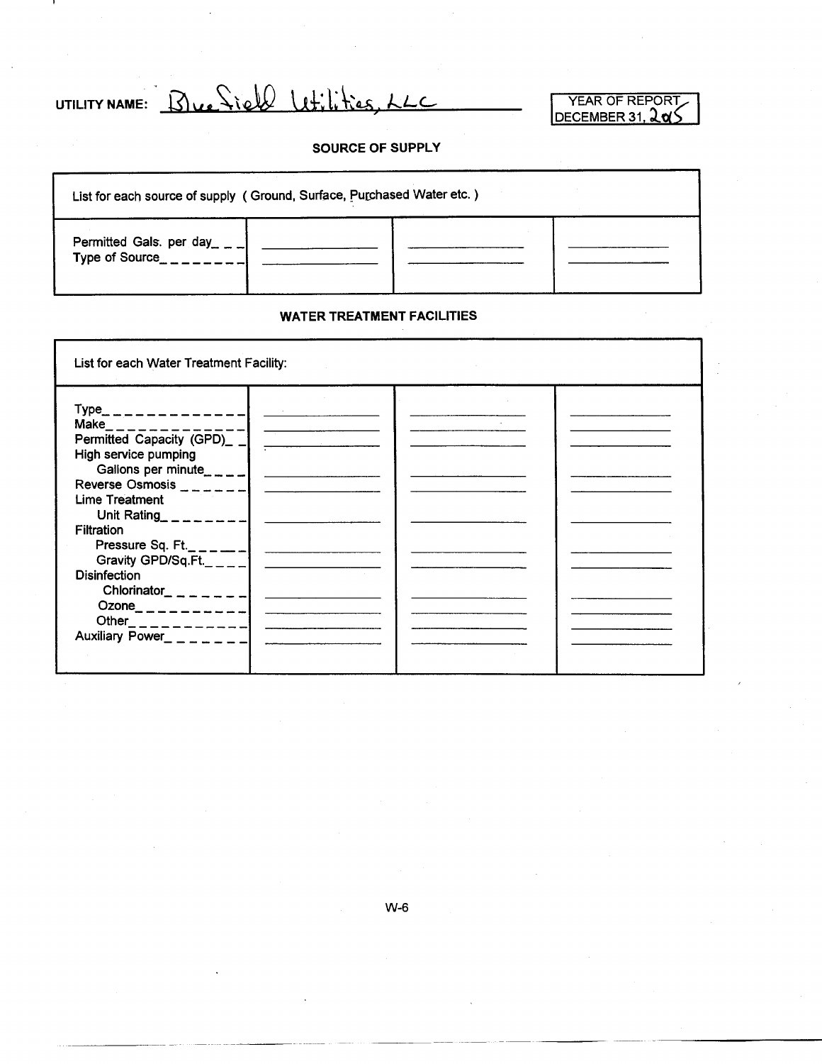UTILITY NAME: Bluefield Utilities, LLC

| YEAR OF REPORT DECEMBER 31, 2015 |
|---|

### SOURCE OF SUPPLY

| List for each source of supply ( Ground, Surface, Purchased Water etc. ) | | | |
|---|---|---|---|
| Permitted Gals. per day | | | |
| Type of Source | | | |

### WATER TREATMENT FACILITIES

| List for each Water Treatment Facility: | | | |
|---|---|---|---|
| Type | | | |
| Make | | | |
| Permitted Capacity (GPD) | | | |
| High service pumping Gallons per minute | | | |
| Reverse Osmosis | | | |
| Lime Treatment Unit Rating | | | |
| Filtration Pressure Sq. Ft. | | | |
| Gravity GPD/Sq.Ft. | | | |
| Disinfection Chlorinator | | | |
| Ozone | | | |
| Other | | | |
| Auxiliary Power | | | |

W-6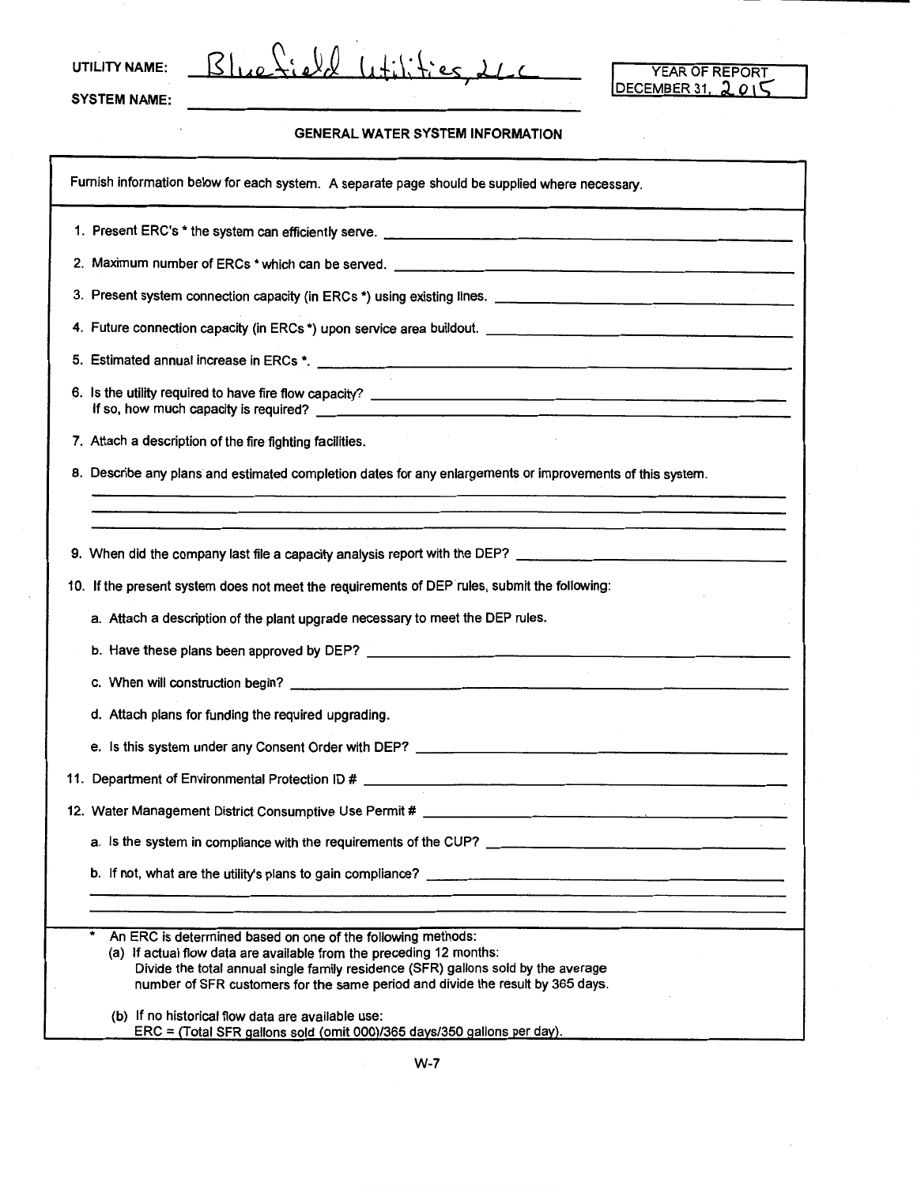UTILITY NAME: Bluefield Utilities, LLC

SYSTEM NAME: ______________________

| YEAR OF REPORT |
| --- |
| DECEMBER 31, 2015 |

## GENERAL WATER SYSTEM INFORMATION

Furnish information below for each system. A separate page should be supplied where necessary.

1. Present ERC's * the system can efficiently serve. ______________________
2. Maximum number of ERCs * which can be served. ______________________
3. Present system connection capacity (in ERCs *) using existing lines. ______________________
4. Future connection capacity (in ERCs *) upon service area buildout. ______________________
5. Estimated annual increase in ERCs *. ______________________
6. Is the utility required to have fire flow capacity? ______________________
   If so, how much capacity is required? ______________________
7. Attach a description of the fire fighting facilities.
8. Describe any plans and estimated completion dates for any enlargements or improvements of this system.
   ______________________
9. When did the company last file a capacity analysis report with the DEP? ______________________
10. If the present system does not meet the requirements of DEP rules, submit the following:
    a. Attach a description of the plant upgrade necessary to meet the DEP rules.
    b. Have these plans been approved by DEP? ______________________
    c. When will construction begin? ______________________
    d. Attach plans for funding the required upgrading.
    e. Is this system under any Consent Order with DEP? ______________________
11. Department of Environmental Protection ID # ______________________
12. Water Management District Consumptive Use Permit # ______________________
    a. Is the system in compliance with the requirements of the CUP? ______________________
    b. If not, what are the utility's plans to gain compliance? ______________________

\* An ERC is determined based on one of the following methods:
(a) If actual flow data are available from the preceding 12 months:
Divide the total annual single family residence (SFR) gallons sold by the average number of SFR customers for the same period and divide the result by 365 days.

(b) If no historical flow data are available use:
ERC = (Total SFR gallons sold (omit 000)/365 days/350 gallons per day).

W-7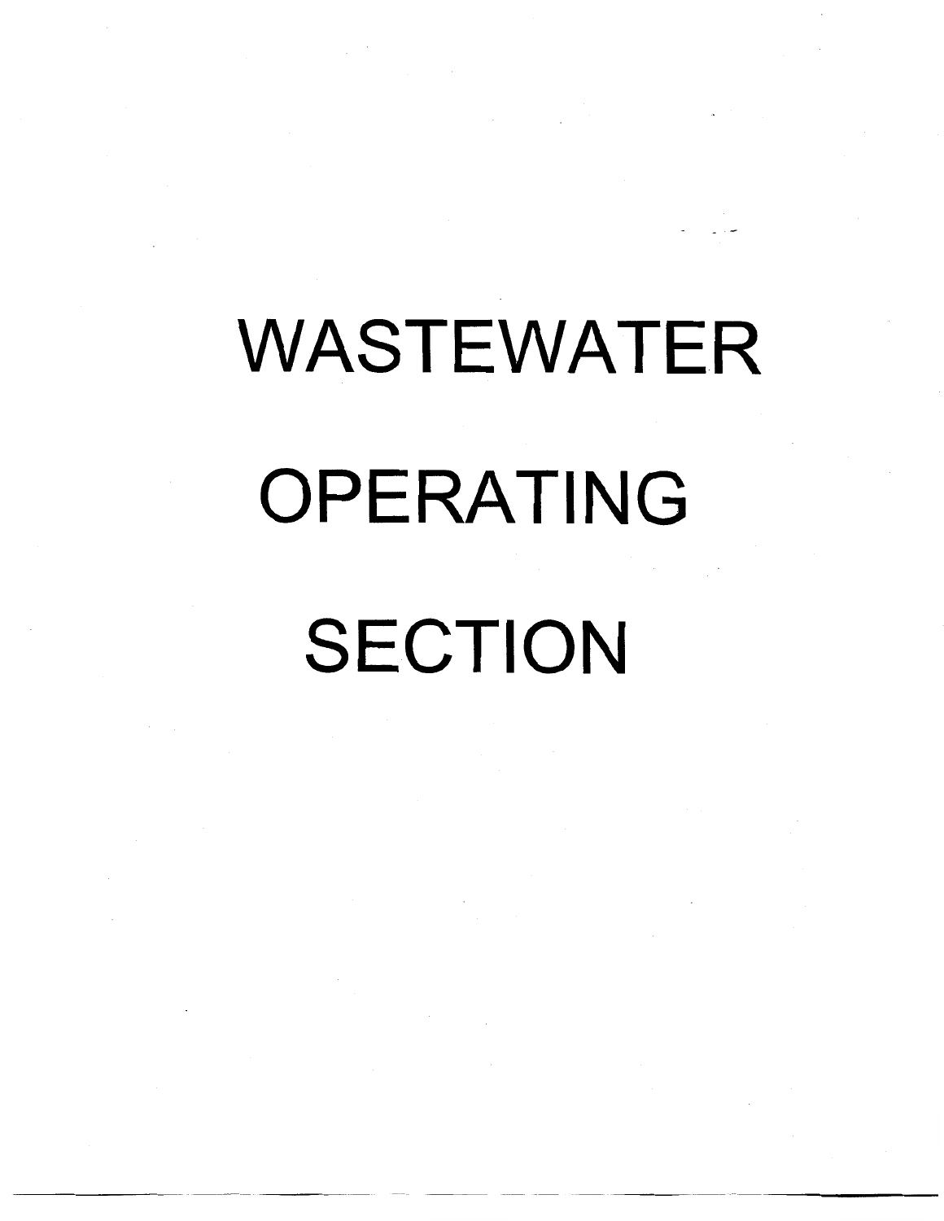# WASTEWATER OPERATING SECTION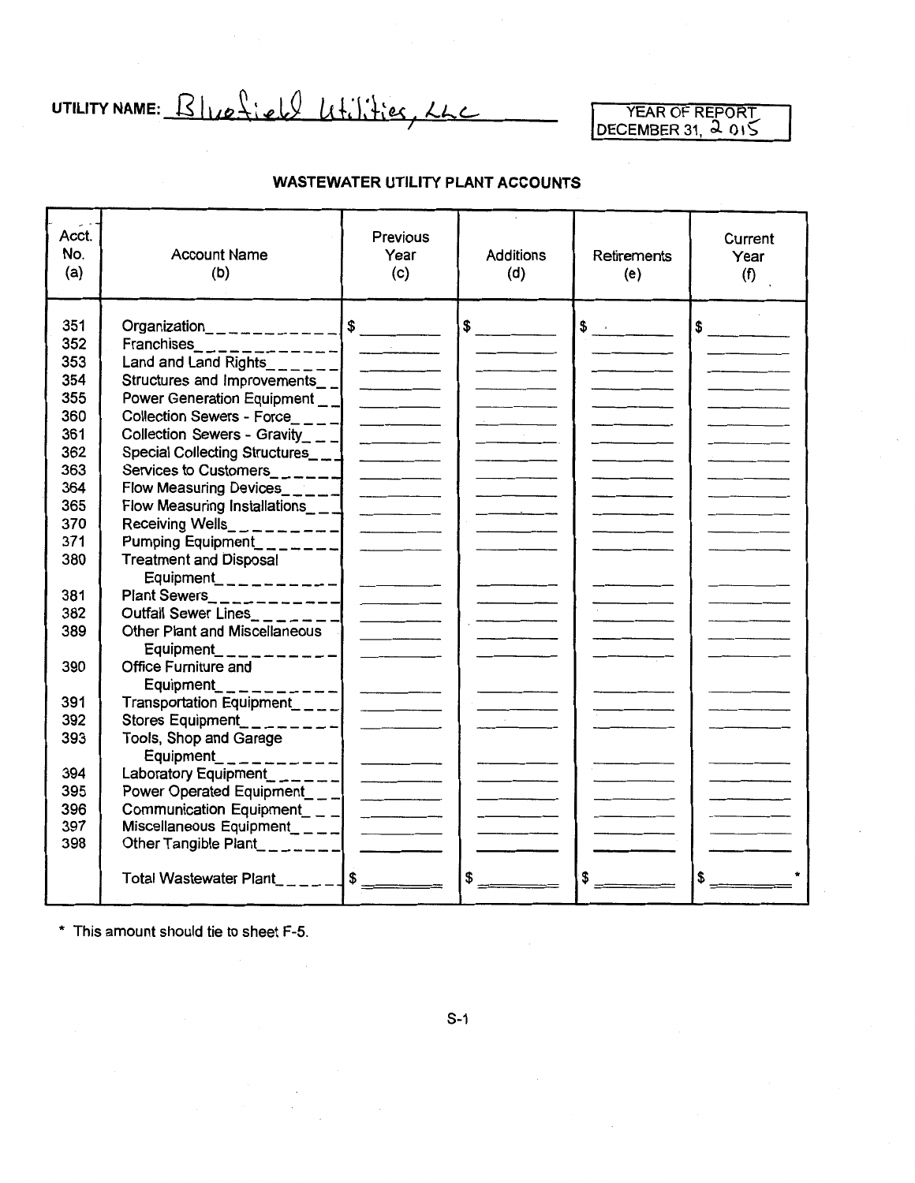UTILITY NAME: Bluefield Utilities, LLC

YEAR OF REPORT DECEMBER 31, 2015

## WASTEWATER UTILITY PLANT ACCOUNTS

| Acct. No. (a) | Account Name (b) | Previous Year (c) | Additions (d) | Retirements (e) | Current Year (f) |
|---|---|---|---|---|---|
| 351 | Organization | $ | $ | $ | $ |
| 352 | Franchises | | | | |
| 353 | Land and Land Rights | | | | |
| 354 | Structures and Improvements | | | | |
| 355 | Power Generation Equipment | | | | |
| 360 | Collection Sewers - Force | | | | |
| 361 | Collection Sewers - Gravity | | | | |
| 362 | Special Collecting Structures | | | | |
| 363 | Services to Customers | | | | |
| 364 | Flow Measuring Devices | | | | |
| 365 | Flow Measuring Installations | | | | |
| 370 | Receiving Wells | | | | |
| 371 | Pumping Equipment | | | | |
| 380 | Treatment and Disposal Equipment | | | | |
| 381 | Plant Sewers | | | | |
| 382 | Outfall Sewer Lines | | | | |
| 389 | Other Plant and Miscellaneous Equipment | | | | |
| 390 | Office Furniture and Equipment | | | | |
| 391 | Transportation Equipment | | | | |
| 392 | Stores Equipment | | | | |
| 393 | Tools, Shop and Garage Equipment | | | | |
| 394 | Laboratory Equipment | | | | |
| 395 | Power Operated Equipment | | | | |
| 396 | Communication Equipment | | | | |
| 397 | Miscellaneous Equipment | | | | |
| 398 | Other Tangible Plant | | | | |
| | Total Wastewater Plant | $ | $ | $ | $ * |

* This amount should tie to sheet F-5.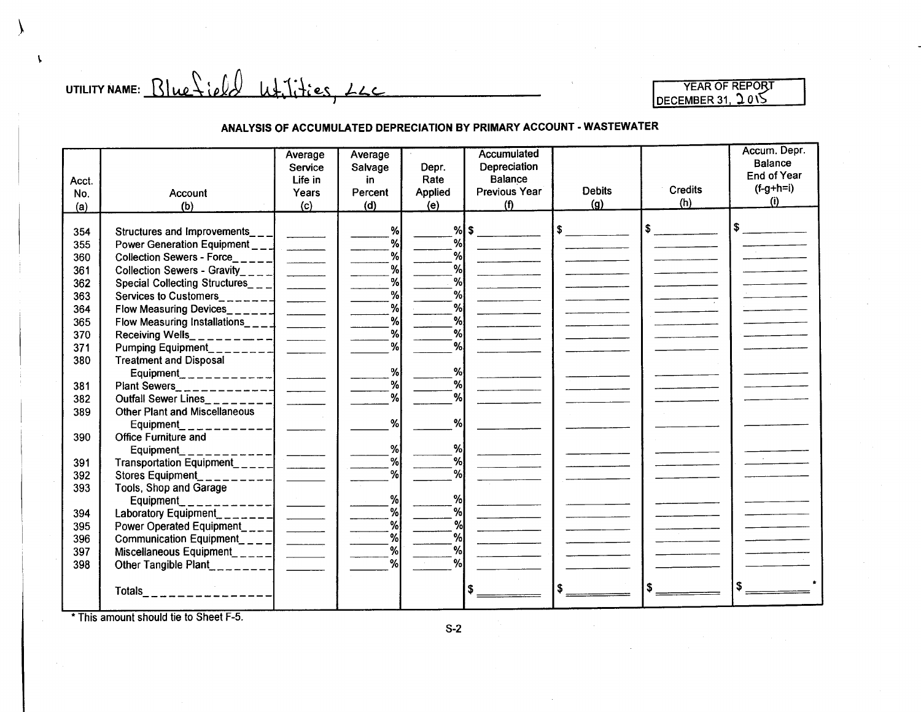UTILITY NAME: Bluefield Utilities, LLC

| YEAR OF REPORT |
| --- |
| DECEMBER 31, 2015 |

### ANALYSIS OF ACCUMULATED DEPRECIATION BY PRIMARY ACCOUNT - WASTEWATER

| Acct. No. (a) | Account (b) | Average Service Life in Years (c) | Average Salvage in Percent (d) | Depr. Rate Applied (e) | Accumulated Depreciation Balance Previous Year (f) | Debits (g) | Credits (h) | Accum. Depr. Balance End of Year (f-g+h=i) (i) |
| --- | --- | --- | --- | --- | --- | --- | --- | --- |
| 354 | Structures and Improvements | | % | % | $ | $ | $ | $ |
| 355 | Power Generation Equipment | | % | % | | | | |
| 360 | Collection Sewers - Force | | % | % | | | | |
| 361 | Collection Sewers - Gravity | | % | % | | | | |
| 362 | Special Collecting Structures | | % | % | | | | |
| 363 | Services to Customers | | % | % | | | | |
| 364 | Flow Measuring Devices | | % | % | | | | |
| 365 | Flow Measuring Installations | | % | % | | | | |
| 370 | Receiving Wells | | % | % | | | | |
| 371 | Pumping Equipment | | % | % | | | | |
| 380 | Treatment and Disposal Equipment | | % | % | | | | |
| 381 | Plant Sewers | | % | % | | | | |
| 382 | Outfall Sewer Lines | | % | % | | | | |
| 389 | Other Plant and Miscellaneous Equipment | | % | % | | | | |
| 390 | Office Furniture and Equipment | | % | % | | | | |
| 391 | Transportation Equipment | | % | % | | | | |
| 392 | Stores Equipment | | % | % | | | | |
| 393 | Tools, Shop and Garage Equipment | | % | % | | | | |
| 394 | Laboratory Equipment | | % | % | | | | |
| 395 | Power Operated Equipment | | % | % | | | | |
| 396 | Communication Equipment | | % | % | | | | |
| 397 | Miscellaneous Equipment | | % | % | | | | |
| 398 | Other Tangible Plant | | % | % | | | | |
| | Totals | | | | $ | $ | $ | $ * |

* This amount should tie to Sheet F-5.

S-2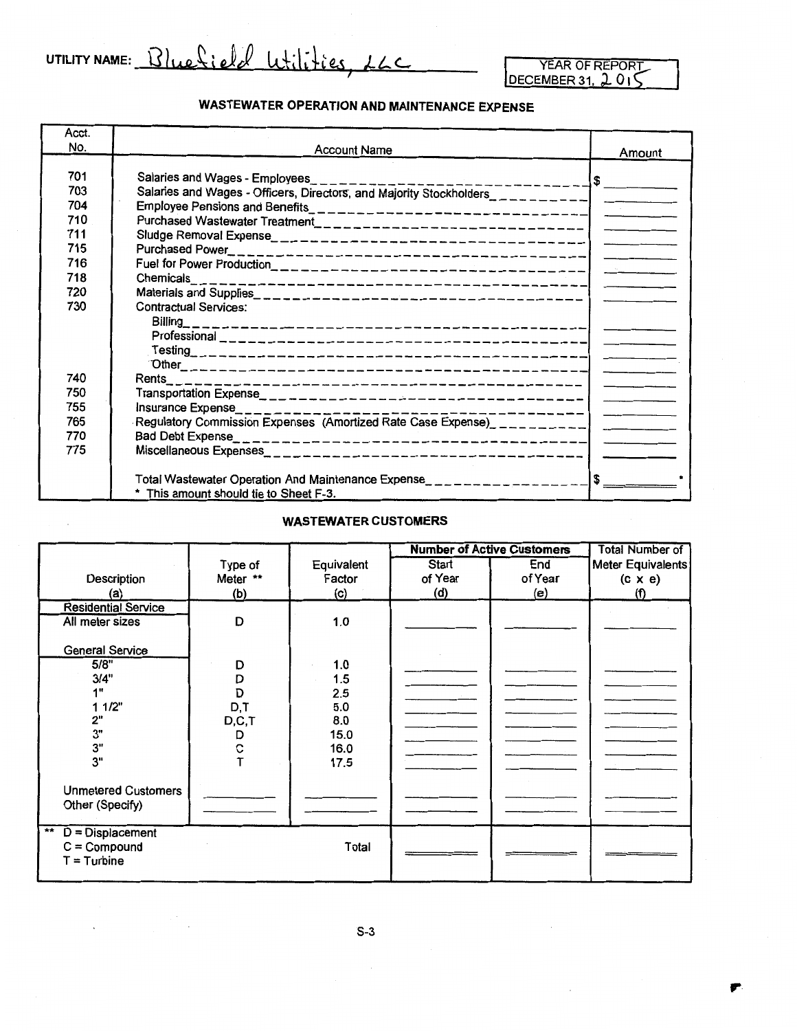UTILITY NAME: Bluefield Utilities, LLC

YEAR OF REPORT DECEMBER 31, 2015

## WASTEWATER OPERATION AND MAINTENANCE EXPENSE

| Acct. No. | Account Name | Amount |
|---|---|---|
| 701 | Salaries and Wages - Employees | $ |
| 703 | Salaries and Wages - Officers, Directors, and Majority Stockholders | |
| 704 | Employee Pensions and Benefits | |
| 710 | Purchased Wastewater Treatment | |
| 711 | Sludge Removal Expense | |
| 715 | Purchased Power | |
| 716 | Fuel for Power Production | |
| 718 | Chemicals | |
| 720 | Materials and Supplies | |
| 730 | Contractual Services: | |
| | Billing | |
| | Professional | |
| | Testing | |
| | Other | |
| 740 | Rents | |
| 750 | Transportation Expense | |
| 755 | Insurance Expense | |
| 765 | Regulatory Commission Expenses (Amortized Rate Case Expense) | |
| 770 | Bad Debt Expense | |
| 775 | Miscellaneous Expenses | |
| | Total Wastewater Operation And Maintenance Expense | $ * |

\* This amount should tie to Sheet F-3.

## WASTEWATER CUSTOMERS

| Description (a) | Type of Meter ** (b) | Equivalent Factor (c) | Number of Active Customers Start of Year (d) | Number of Active Customers End of Year (e) | Total Number of Meter Equivalents (c x e) (f) |
|---|---|---|---|---|---|
| **Residential Service** | | | | | |
| All meter sizes | D | 1.0 | | | |
| **General Service** | | | | | |
| 5/8" | D | 1.0 | | | |
| 3/4" | D | 1.5 | | | |
| 1" | D | 2.5 | | | |
| 1 1/2" | D,T | 5.0 | | | |
| 2" | D,C,T | 8.0 | | | |
| 3" | D | 15.0 | | | |
| 3" | C | 16.0 | | | |
| 3" | T | 17.5 | | | |
| Unmetered Customers | | | | | |
| Other (Specify) | | | | | |
| | | Total | | | |

** D = Displacement
C = Compound
T = Turbine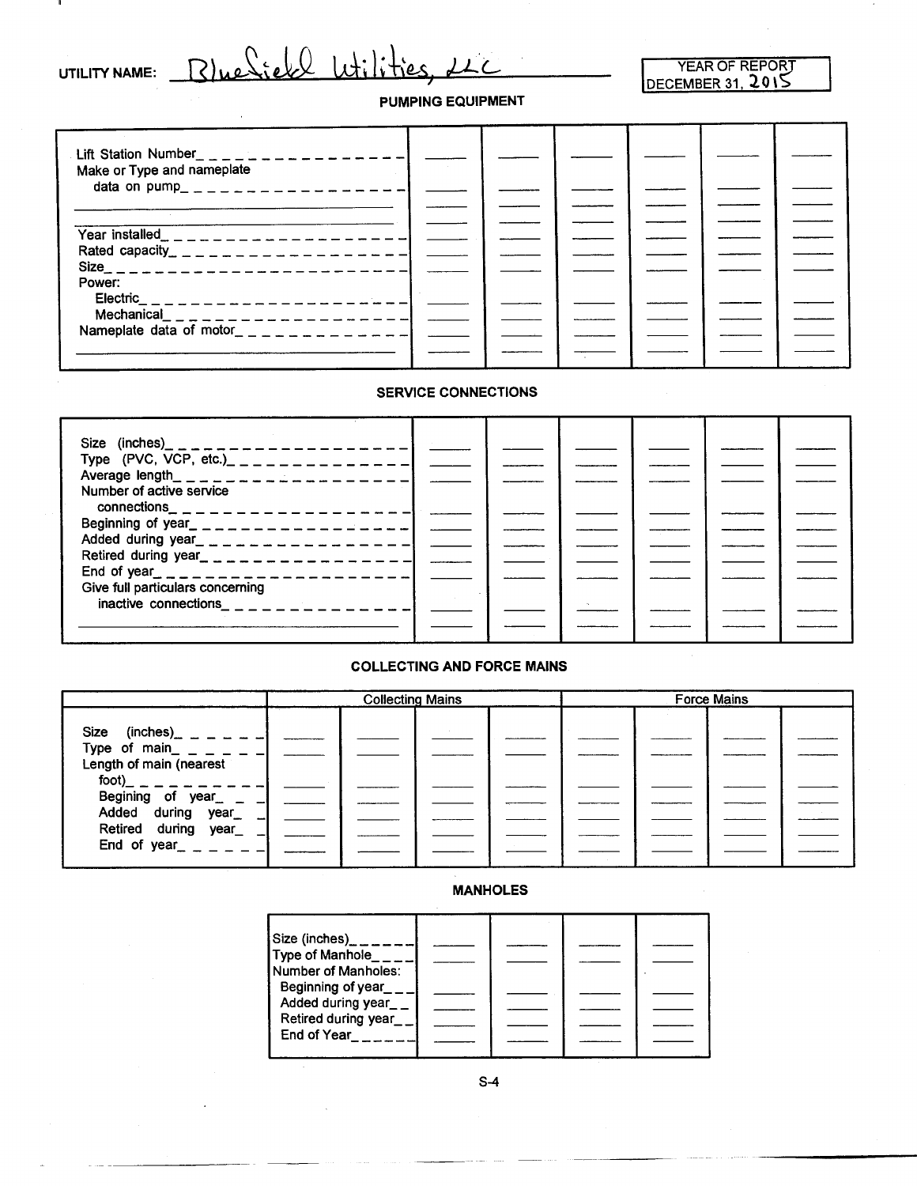UTILITY NAME: Bluefield Utilities, LLC

YEAR OF REPORT DECEMBER 31, 2015

## PUMPING EQUIPMENT

| | | | | | | |
|---|---|---|---|---|---|---|
| Lift Station Number | | | | | | |
| Make or Type and nameplate data on pump | | | | | | |
| | | | | | | |
| | | | | | | |
| Year installed | | | | | | |
| Rated capacity | | | | | | |
| Size | | | | | | |
| Power: | | | | | | |
| Electric | | | | | | |
| Mechanical | | | | | | |
| Nameplate data of motor | | | | | | |
| | | | | | | |

## SERVICE CONNECTIONS

| | | | | | | |
|---|---|---|---|---|---|---|
| Size (inches) | | | | | | |
| Type (PVC, VCP, etc.) | | | | | | |
| Average length | | | | | | |
| Number of active service connections | | | | | | |
| Beginning of year | | | | | | |
| Added during year | | | | | | |
| Retired during year | | | | | | |
| End of year | | | | | | |
| Give full particulars concerning inactive connections | | | | | | |
| | | | | | | |

## COLLECTING AND FORCE MAINS

| | Collecting Mains | | | | Force Mains | | | |
|---|---|---|---|---|---|---|---|---|
| Size (inches) | | | | | | | | |
| Type of main | | | | | | | | |
| Length of main (nearest foot) | | | | | | | | |
| Begining of year | | | | | | | | |
| Added during year | | | | | | | | |
| Retired during year | | | | | | | | |
| End of year | | | | | | | | |

## MANHOLES

| | | | | |
|---|---|---|---|---|
| Size (inches) | | | | |
| Type of Manhole | | | | |
| Number of Manholes: | | | | |
| Beginning of year | | | | |
| Added during year | | | | |
| Retired during year | | | | |
| End of Year | | | | |

S-4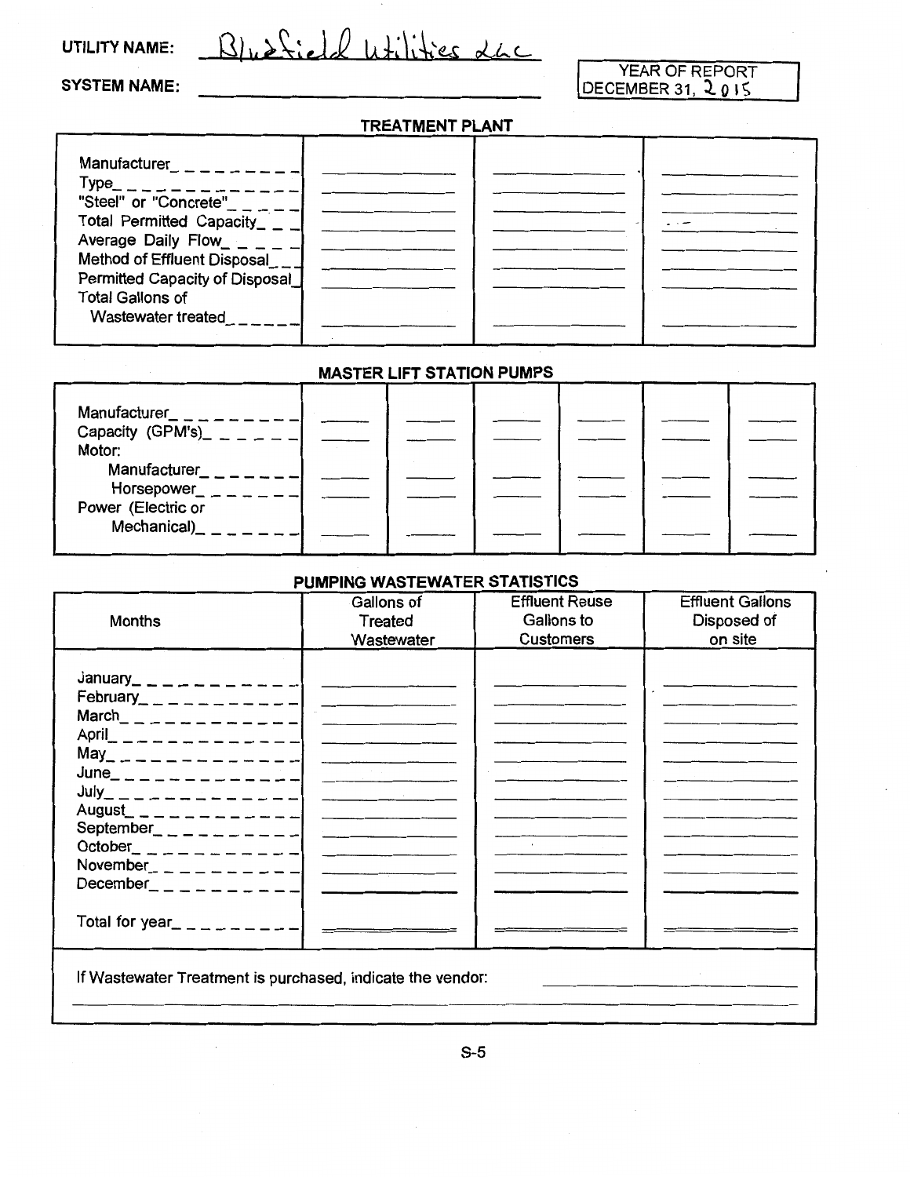UTILITY NAME: Bluefield Utilities LLC

SYSTEM NAME: ______________________

| YEAR OF REPORT |
|---|
| DECEMBER 31, 2015 |

## TREATMENT PLANT

| | | | |
|---|---|---|---|
| Manufacturer | | | |
| Type | | | |
| "Steel" or "Concrete" | | | |
| Total Permitted Capacity | | | |
| Average Daily Flow | | | |
| Method of Effluent Disposal | | | |
| Permitted Capacity of Disposal | | | |
| Total Gallons of Wastewater treated | | | |

## MASTER LIFT STATION PUMPS

| | | | | | | |
|---|---|---|---|---|---|---|
| Manufacturer | | | | | | |
| Capacity (GPM's) | | | | | | |
| Motor: | | | | | | |
| Manufacturer | | | | | | |
| Horsepower | | | | | | |
| Power (Electric or Mechanical) | | | | | | |

## PUMPING WASTEWATER STATISTICS

| Months | Gallons of Treated Wastewater | Effluent Reuse Gallons to Customers | Effluent Gallons Disposed of on site |
|---|---|---|---|
| January | | | |
| February | | | |
| March | | | |
| April | | | |
| May | | | |
| June | | | |
| July | | | |
| August | | | |
| September | | | |
| October | | | |
| November | | | |
| December | | | |
| Total for year | | | |

If Wastewater Treatment is purchased, indicate the vendor: ______________________

S-5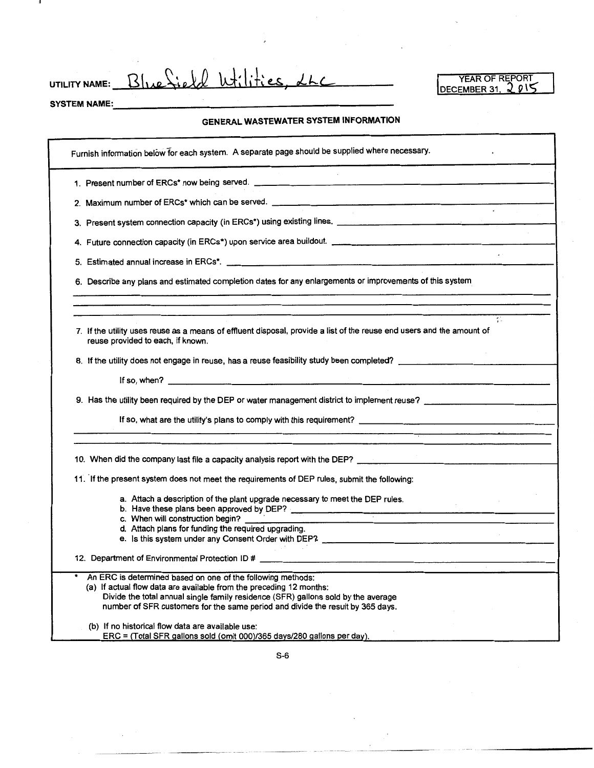UTILITY NAME: Bluefield Utilities, LLC

YEAR OF REPORT DECEMBER 31, 2015

SYSTEM NAME: \_\_\_\_\_\_\_\_\_\_\_\_\_\_\_\_\_\_\_\_\_\_\_\_\_\_\_\_\_\_\_\_

## GENERAL WASTEWATER SYSTEM INFORMATION

Furnish information below for each system. A separate page should be supplied where necessary.

1. Present number of ERCs* now being served. \_\_\_\_\_\_\_\_\_\_\_\_\_\_\_\_
2. Maximum number of ERCs* which can be served. \_\_\_\_\_\_\_\_\_\_\_\_\_\_\_\_
3. Present system connection capacity (in ERCs*) using existing lines. \_\_\_\_\_\_\_\_\_\_\_\_\_\_\_\_
4. Future connection capacity (in ERCs*) upon service area buildout. \_\_\_\_\_\_\_\_\_\_\_\_\_\_\_\_
5. Estimated annual increase in ERCs*. \_\_\_\_\_\_\_\_\_\_\_\_\_\_\_\_
6. Describe any plans and estimated completion dates for any enlargements or improvements of this system

\_\_\_\_\_\_\_\_\_\_\_\_\_\_\_\_\_\_\_\_\_\_\_\_\_\_\_\_\_\_\_\_

7. If the utility uses reuse as a means of effluent disposal, provide a list of the reuse end users and the amount of reuse provided to each, if known.
8. If the utility does not engage in reuse, has a reuse feasibility study been completed? \_\_\_\_\_\_\_\_\_\_\_\_\_\_\_\_

   If so, when? \_\_\_\_\_\_\_\_\_\_\_\_\_\_\_\_

9. Has the utility been required by the DEP or water management district to implement reuse? \_\_\_\_\_\_\_\_\_\_\_\_\_\_\_\_

   If so, what are the utility's plans to comply with this requirement? \_\_\_\_\_\_\_\_\_\_\_\_\_\_\_\_

10. When did the company last file a capacity analysis report with the DEP? \_\_\_\_\_\_\_\_\_\_\_\_\_\_\_\_
11. If the present system does not meet the requirements of DEP rules, submit the following:

    a. Attach a description of the plant upgrade necessary to meet the DEP rules.
    b. Have these plans been approved by DEP? \_\_\_\_\_\_\_\_\_\_\_\_\_\_\_\_
    c. When will construction begin? \_\_\_\_\_\_\_\_\_\_\_\_\_\_\_\_
    d. Attach plans for funding the required upgrading.
    e. Is this system under any Consent Order with DEP? \_\_\_\_\_\_\_\_\_\_\_\_\_\_\_\_

12. Department of Environmental Protection ID # \_\_\_\_\_\_\_\_\_\_\_\_\_\_\_\_

\* An ERC is determined based on one of the following methods:
(a) If actual flow data are available from the preceding 12 months:
Divide the total annual single family residence (SFR) gallons sold by the average number of SFR customers for the same period and divide the result by 365 days.

(b) If no historical flow data are available use:
ERC = (Total SFR gallons sold (omit 000)/365 days/280 gallons per day).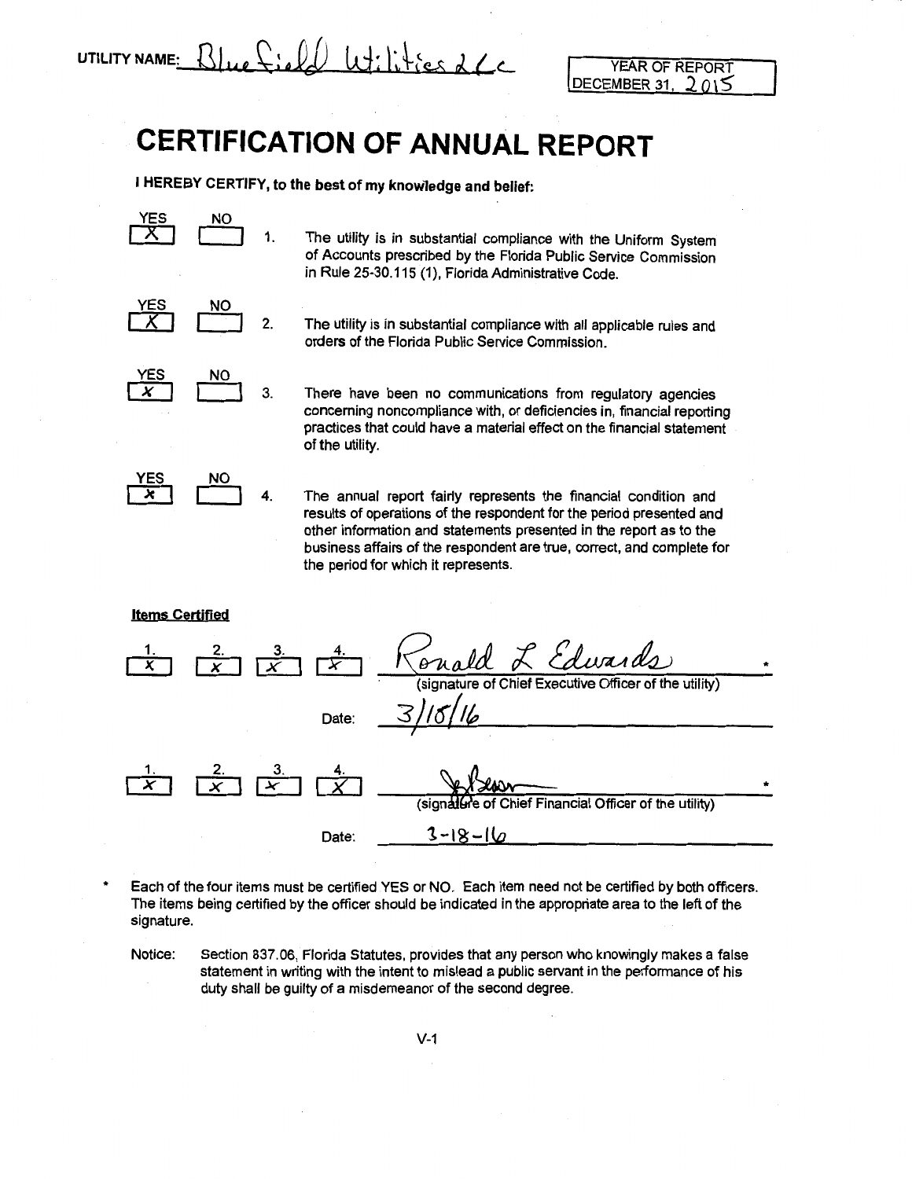UTILITY NAME: Bluefield Utilities LLC

YEAR OF REPORT DECEMBER 31, 2015

# CERTIFICATION OF ANNUAL REPORT

**I HEREBY CERTIFY, to the best of my knowledge and belief:**

| YES | NO | | |
|---|---|---|---|
| X | | 1. | The utility is in substantial compliance with the Uniform System of Accounts prescribed by the Florida Public Service Commission in Rule 25-30.115 (1), Florida Administrative Code. |
| X | | 2. | The utility is in substantial compliance with all applicable rules and orders of the Florida Public Service Commission. |
| X | | 3. | There have been no communications from regulatory agencies concerning noncompliance with, or deficiencies in, financial reporting practices that could have a material effect on the financial statement of the utility. |
| X | | 4. | The annual report fairly represents the financial condition and results of operations of the respondent for the period presented and other information and statements presented in the report as to the business affairs of the respondent are true, correct, and complete for the period for which it represents. |

**Items Certified**

| 1. | 2. | 3. | 4. | |
|---|---|---|---|---|
| X | X | X | X | Ronald L Edwards * (signature of Chief Executive Officer of the utility) |
| | | | Date: | 3/18/16 |

| 1. | 2. | 3. | 4. | |
|---|---|---|---|---|
| X | X | X | X | [signature] * (signature of Chief Financial Officer of the utility) |
| | | | Date: | 3-18-16 |

\* Each of the four items must be certified YES or NO. Each item need not be certified by both officers. The items being certified by the officer should be indicated in the appropriate area to the left of the signature.

Notice: Section 837.06, Florida Statutes, provides that any person who knowingly makes a false statement in writing with the intent to mislead a public servant in the performance of his duty shall be guilty of a misdemeanor of the second degree.

V-1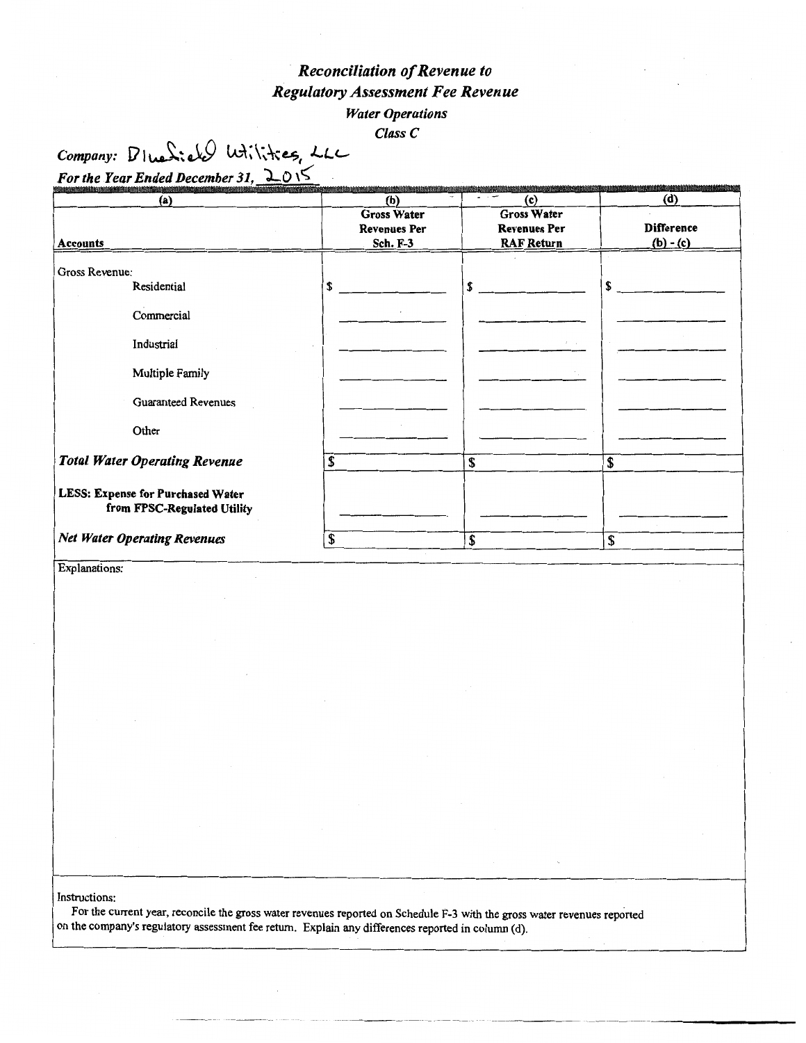# *Reconciliation of Revenue to Regulatory Assessment Fee Revenue*

### *Water Operations*

### *Class C*

*Company:* Bluefield Utilities, LLC

*For the Year Ended December 31,* 2015

| (a) Accounts | (b) Gross Water Revenues Per Sch. F-3 | (c) Gross Water Revenues Per RAF Return | (d) Difference (b) - (c) |
|---|---|---|---|
| Gross Revenue: | | | |
| Residential | $ | $ | $ |
| Commercial | | | |
| Industrial | | | |
| Multiple Family | | | |
| Guaranteed Revenues | | | |
| Other | | | |
| ***Total Water Operating Revenue*** | $ | $ | $ |
| **LESS: Expense for Purchased Water from FPSC-Regulated Utility** | | | |
| ***Net Water Operating Revenues*** | $ | $ | $ |

Explanations:

Instructions:

For the current year, reconcile the gross water revenues reported on Schedule F-3 with the gross water revenues reported on the company's regulatory assessment fee return. Explain any differences reported in column (d).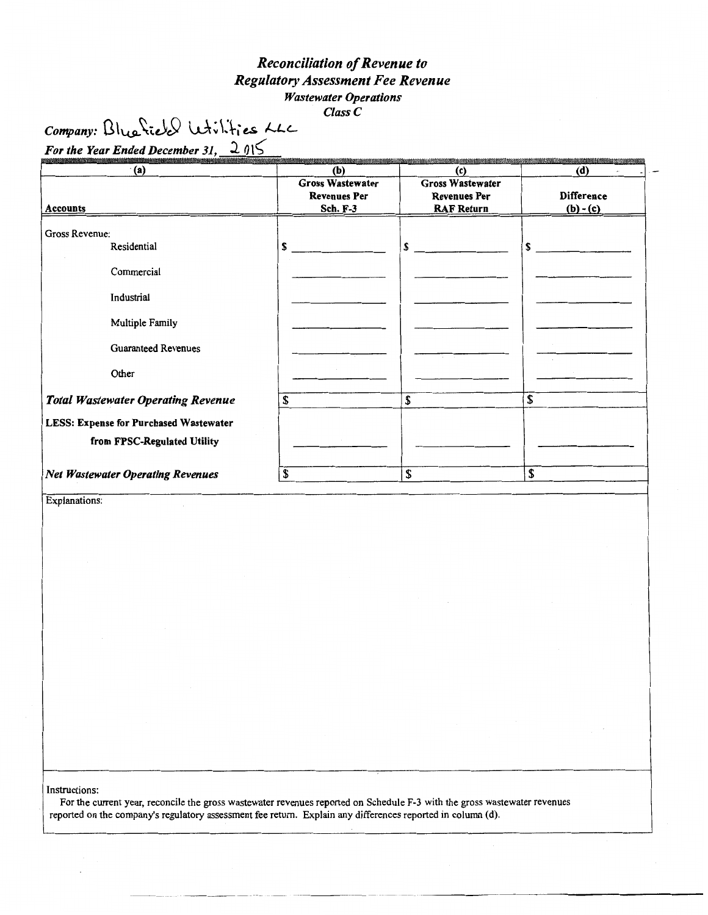# *Reconciliation of Revenue to Regulatory Assessment Fee Revenue*

***Wastewater Operations***

***Class C***

***Company:*** Bluefield Utilities LLC

***For the Year Ended December 31,*** 2015

| (a) | (b) | (c) | (d) |
|---|---|---|---|
| **Accounts** | **Gross Wastewater Revenues Per Sch. F-3** | **Gross Wastewater Revenues Per RAF Return** | **Difference (b) - (c)** |
| Gross Revenue: | | | |
| Residential | $ | $ | $ |
| Commercial | | | |
| Industrial | | | |
| Multiple Family | | | |
| Guaranteed Revenues | | | |
| Other | | | |
| ***Total Wastewater Operating Revenue*** | $ | $ | $ |
| **LESS: Expense for Purchased Wastewater from FPSC-Regulated Utility** | | | |
| ***Net Wastewater Operating Revenues*** | $ | $ | $ |

Explanations:

Instructions:

For the current year, reconcile the gross wastewater revenues reported on Schedule F-3 with the gross wastewater revenues reported on the company's regulatory assessment fee return. Explain any differences reported in column (d).